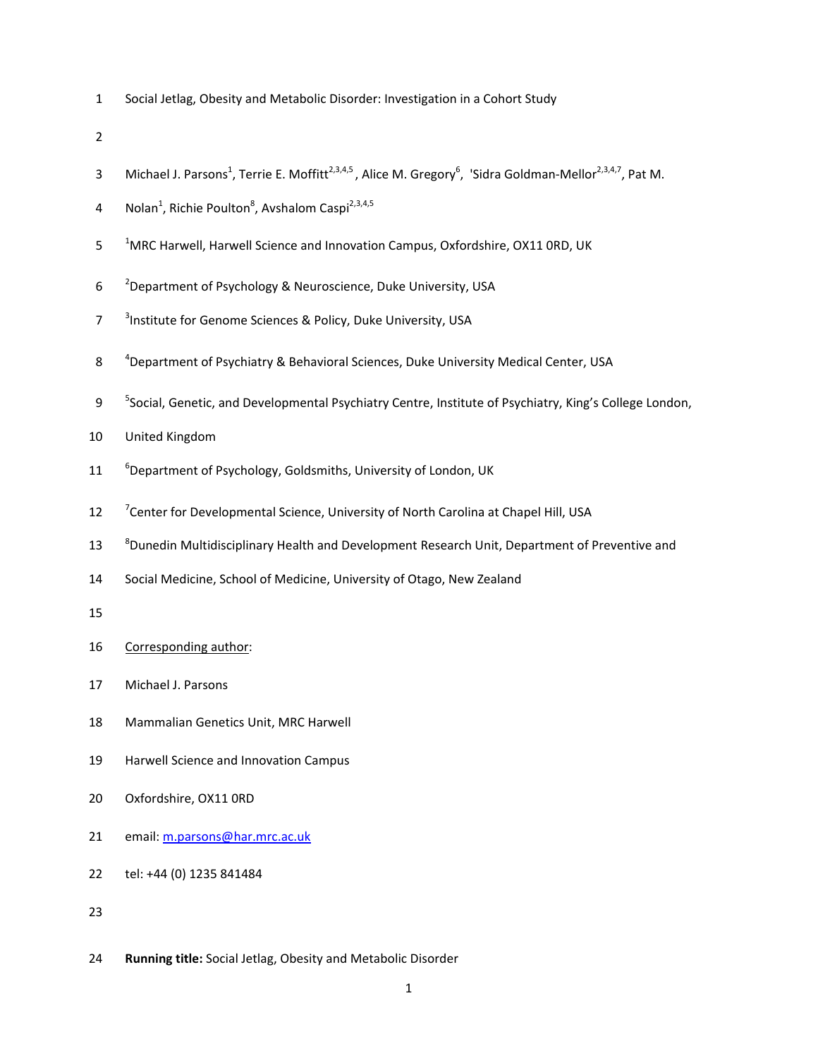# Social Jetlag, Obesity and Metabolic Disorder: Investigation in a Cohort Study

Michael J. Parsons[1], Terrie E. Moffitt[2,3,4,5], Alice M. Gregory[6], 'Sidra Goldman-Mellor[2,3,4,7], Pat M. Nolan[1], Richie Poulton[8], Avshalom Caspi[2,3,4,5]

[1]MRC Harwell, Harwell Science and Innovation Campus, Oxfordshire, OX11 0RD, UK

[2]Department of Psychology & Neuroscience, Duke University, USA

[3]Institute for Genome Sciences & Policy, Duke University, USA

[4]Department of Psychiatry & Behavioral Sciences, Duke University Medical Center, USA

[5]Social, Genetic, and Developmental Psychiatry Centre, Institute of Psychiatry, King's College London, United Kingdom

[6]Department of Psychology, Goldsmiths, University of London, UK

[7]Center for Developmental Science, University of North Carolina at Chapel Hill, USA

[8]Dunedin Multidisciplinary Health and Development Research Unit, Department of Preventive and Social Medicine, School of Medicine, University of Otago, New Zealand

Corresponding author:

Michael J. Parsons

Mammalian Genetics Unit, MRC Harwell

Harwell Science and Innovation Campus

Oxfordshire, OX11 0RD

email: m.parsons@har.mrc.ac.uk

tel: +44 (0) 1235 841484

**Running title:** Social Jetlag, Obesity and Metabolic Disorder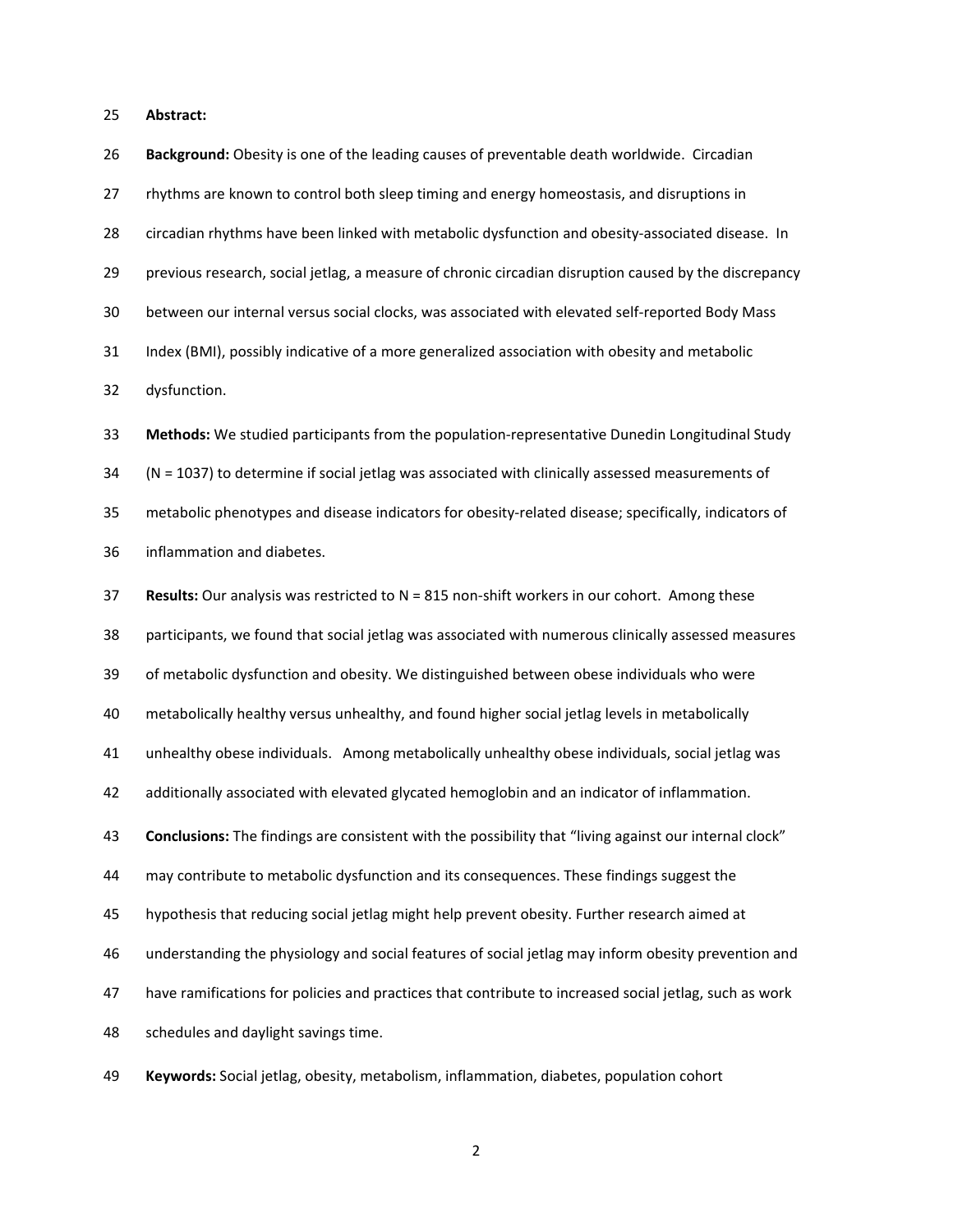**Abstract:**

**Background:** Obesity is one of the leading causes of preventable death worldwide. Circadian rhythms are known to control both sleep timing and energy homeostasis, and disruptions in circadian rhythms have been linked with metabolic dysfunction and obesity-associated disease. In previous research, social jetlag, a measure of chronic circadian disruption caused by the discrepancy between our internal versus social clocks, was associated with elevated self-reported Body Mass Index (BMI), possibly indicative of a more generalized association with obesity and metabolic dysfunction.

**Methods:** We studied participants from the population-representative Dunedin Longitudinal Study (N = 1037) to determine if social jetlag was associated with clinically assessed measurements of metabolic phenotypes and disease indicators for obesity-related disease; specifically, indicators of inflammation and diabetes.

**Results:** Our analysis was restricted to N = 815 non-shift workers in our cohort. Among these participants, we found that social jetlag was associated with numerous clinically assessed measures of metabolic dysfunction and obesity. We distinguished between obese individuals who were metabolically healthy versus unhealthy, and found higher social jetlag levels in metabolically unhealthy obese individuals. Among metabolically unhealthy obese individuals, social jetlag was additionally associated with elevated glycated hemoglobin and an indicator of inflammation.

**Conclusions:** The findings are consistent with the possibility that "living against our internal clock" may contribute to metabolic dysfunction and its consequences. These findings suggest the hypothesis that reducing social jetlag might help prevent obesity. Further research aimed at understanding the physiology and social features of social jetlag may inform obesity prevention and have ramifications for policies and practices that contribute to increased social jetlag, such as work schedules and daylight savings time.

**Keywords:** Social jetlag, obesity, metabolism, inflammation, diabetes, population cohort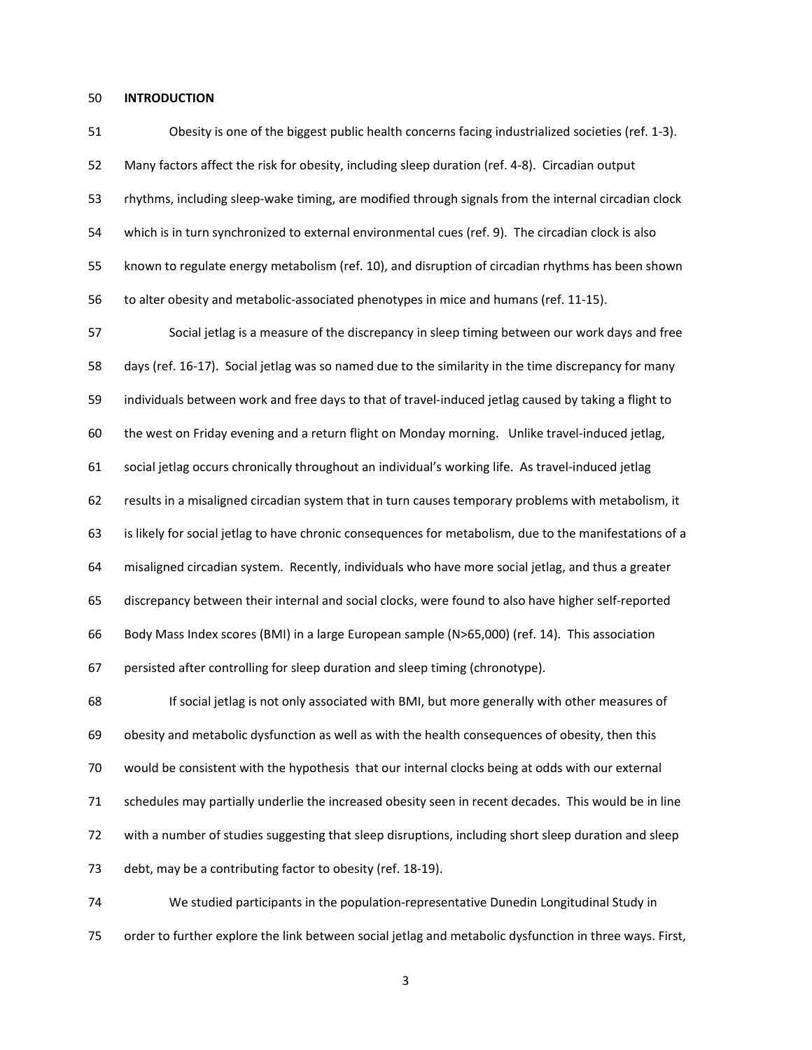## INTRODUCTION

Obesity is one of the biggest public health concerns facing industrialized societies (ref. 1-3). Many factors affect the risk for obesity, including sleep duration (ref. 4-8). Circadian output rhythms, including sleep-wake timing, are modified through signals from the internal circadian clock which is in turn synchronized to external environmental cues (ref. 9). The circadian clock is also known to regulate energy metabolism (ref. 10), and disruption of circadian rhythms has been shown to alter obesity and metabolic-associated phenotypes in mice and humans (ref. 11-15).

Social jetlag is a measure of the discrepancy in sleep timing between our work days and free days (ref. 16-17). Social jetlag was so named due to the similarity in the time discrepancy for many individuals between work and free days to that of travel-induced jetlag caused by taking a flight to the west on Friday evening and a return flight on Monday morning. Unlike travel-induced jetlag, social jetlag occurs chronically throughout an individual's working life. As travel-induced jetlag results in a misaligned circadian system that in turn causes temporary problems with metabolism, it is likely for social jetlag to have chronic consequences for metabolism, due to the manifestations of a misaligned circadian system. Recently, individuals who have more social jetlag, and thus a greater discrepancy between their internal and social clocks, were found to also have higher self-reported Body Mass Index scores (BMI) in a large European sample (N>65,000) (ref. 14). This association persisted after controlling for sleep duration and sleep timing (chronotype).

If social jetlag is not only associated with BMI, but more generally with other measures of obesity and metabolic dysfunction as well as with the health consequences of obesity, then this would be consistent with the hypothesis that our internal clocks being at odds with our external schedules may partially underlie the increased obesity seen in recent decades. This would be in line with a number of studies suggesting that sleep disruptions, including short sleep duration and sleep debt, may be a contributing factor to obesity (ref. 18-19).

We studied participants in the population-representative Dunedin Longitudinal Study in order to further explore the link between social jetlag and metabolic dysfunction in three ways. First,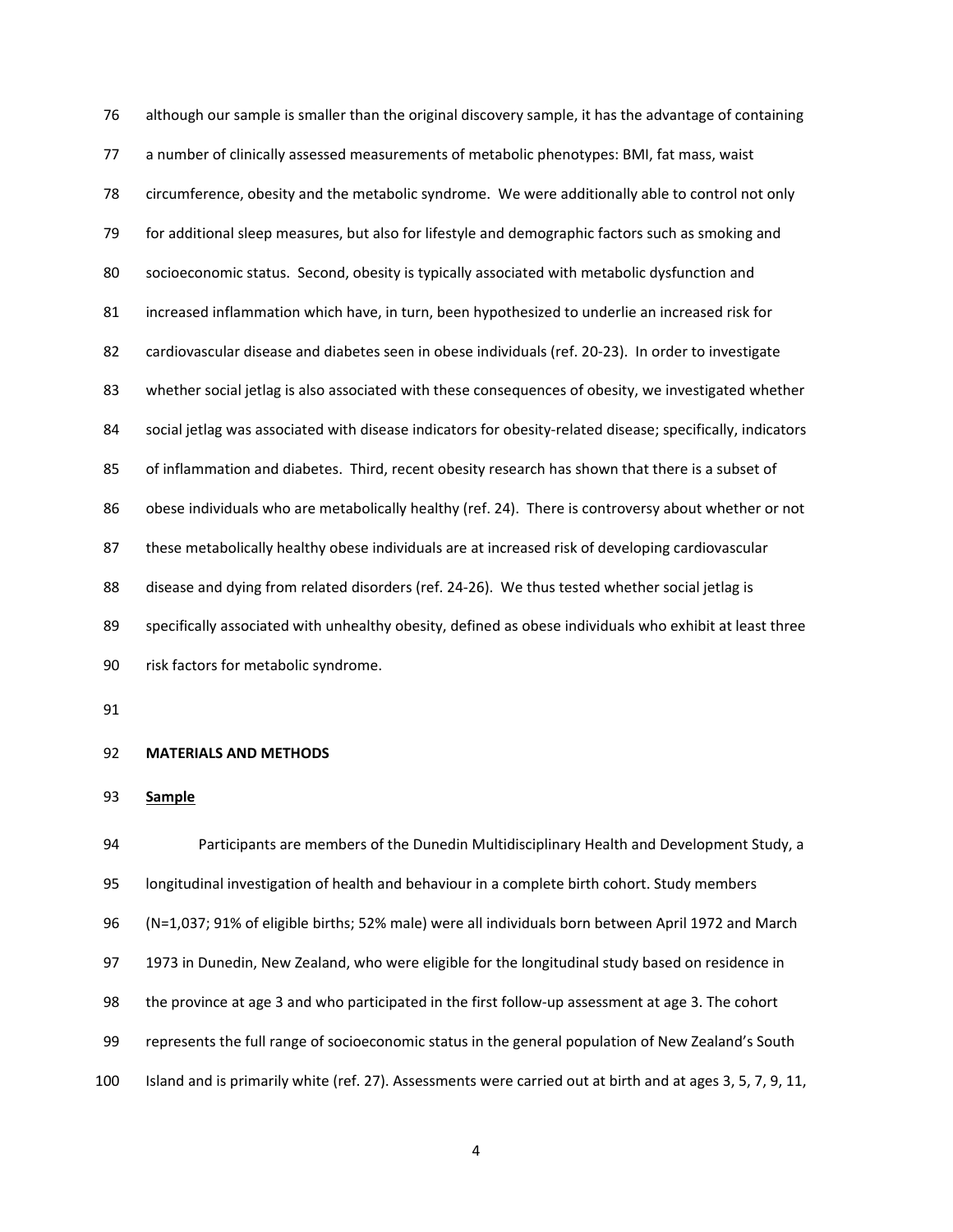although our sample is smaller than the original discovery sample, it has the advantage of containing a number of clinically assessed measurements of metabolic phenotypes: BMI, fat mass, waist circumference, obesity and the metabolic syndrome. We were additionally able to control not only for additional sleep measures, but also for lifestyle and demographic factors such as smoking and socioeconomic status. Second, obesity is typically associated with metabolic dysfunction and increased inflammation which have, in turn, been hypothesized to underlie an increased risk for cardiovascular disease and diabetes seen in obese individuals (ref. 20-23). In order to investigate whether social jetlag is also associated with these consequences of obesity, we investigated whether social jetlag was associated with disease indicators for obesity-related disease; specifically, indicators of inflammation and diabetes. Third, recent obesity research has shown that there is a subset of obese individuals who are metabolically healthy (ref. 24). There is controversy about whether or not these metabolically healthy obese individuals are at increased risk of developing cardiovascular disease and dying from related disorders (ref. 24-26). We thus tested whether social jetlag is specifically associated with unhealthy obesity, defined as obese individuals who exhibit at least three risk factors for metabolic syndrome.

## MATERIALS AND METHODS

### Sample

Participants are members of the Dunedin Multidisciplinary Health and Development Study, a longitudinal investigation of health and behaviour in a complete birth cohort. Study members (N=1,037; 91% of eligible births; 52% male) were all individuals born between April 1972 and March 1973 in Dunedin, New Zealand, who were eligible for the longitudinal study based on residence in the province at age 3 and who participated in the first follow-up assessment at age 3. The cohort represents the full range of socioeconomic status in the general population of New Zealand's South Island and is primarily white (ref. 27). Assessments were carried out at birth and at ages 3, 5, 7, 9, 11,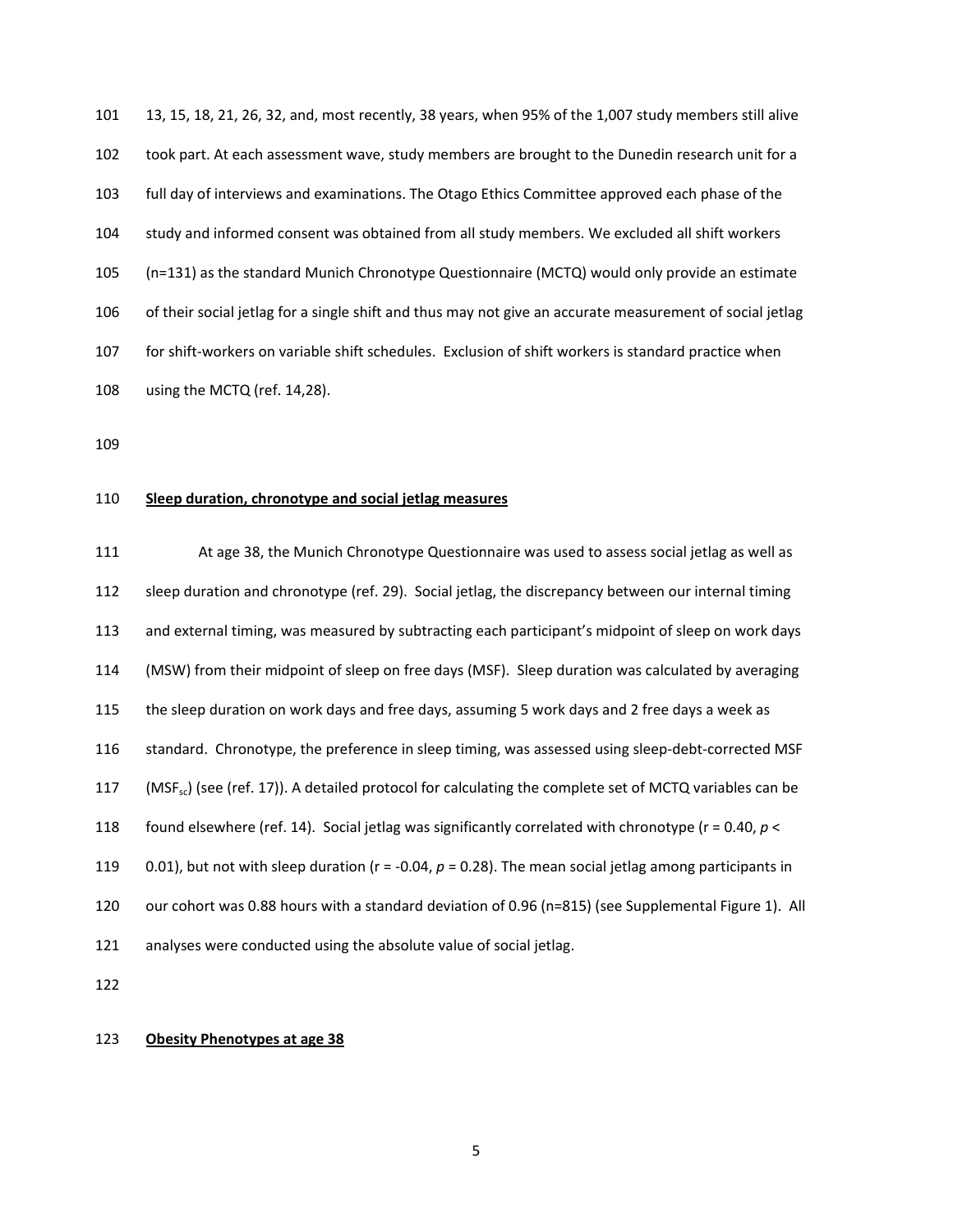13, 15, 18, 21, 26, 32, and, most recently, 38 years, when 95% of the 1,007 study members still alive took part. At each assessment wave, study members are brought to the Dunedin research unit for a full day of interviews and examinations. The Otago Ethics Committee approved each phase of the study and informed consent was obtained from all study members. We excluded all shift workers (n=131) as the standard Munich Chronotype Questionnaire (MCTQ) would only provide an estimate of their social jetlag for a single shift and thus may not give an accurate measurement of social jetlag for shift-workers on variable shift schedules. Exclusion of shift workers is standard practice when using the MCTQ (ref. 14,28).

**Sleep duration, chronotype and social jetlag measures**

At age 38, the Munich Chronotype Questionnaire was used to assess social jetlag as well as sleep duration and chronotype (ref. 29). Social jetlag, the discrepancy between our internal timing and external timing, was measured by subtracting each participant's midpoint of sleep on work days (MSW) from their midpoint of sleep on free days (MSF). Sleep duration was calculated by averaging the sleep duration on work days and free days, assuming 5 work days and 2 free days a week as standard. Chronotype, the preference in sleep timing, was assessed using sleep-debt-corrected MSF ($MSF_{sc}$) (see (ref. 17)). A detailed protocol for calculating the complete set of MCTQ variables can be found elsewhere (ref. 14). Social jetlag was significantly correlated with chronotype ($r = 0.40$, $p < 0.01$), but not with sleep duration ($r = -0.04$, $p = 0.28$). The mean social jetlag among participants in our cohort was 0.88 hours with a standard deviation of 0.96 (n=815) (see Supplemental Figure 1). All analyses were conducted using the absolute value of social jetlag.

**Obesity Phenotypes at age 38**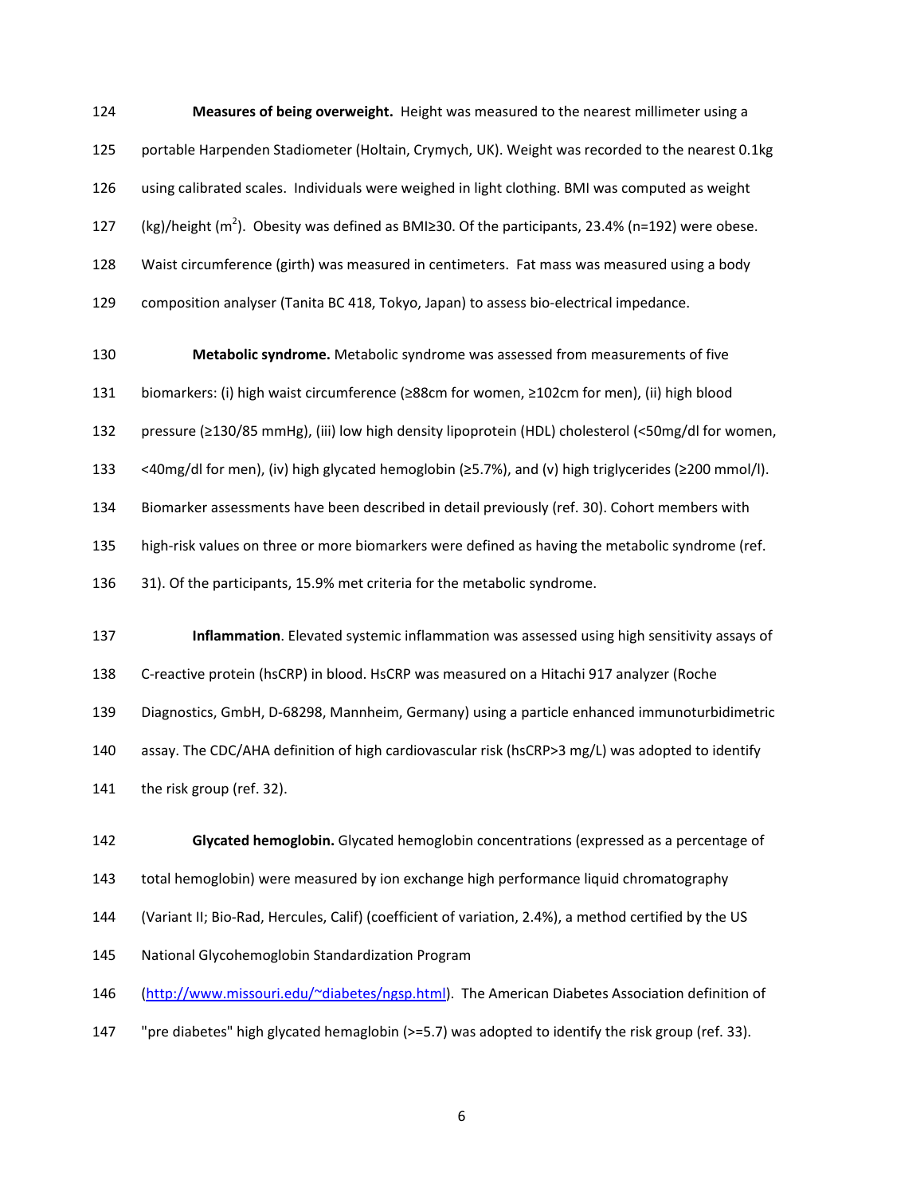**Measures of being overweight.** Height was measured to the nearest millimeter using a portable Harpenden Stadiometer (Holtain, Crymych, UK). Weight was recorded to the nearest 0.1kg using calibrated scales. Individuals were weighed in light clothing. BMI was computed as weight (kg)/height ($m^2$). Obesity was defined as BMI≥30. Of the participants, 23.4% (n=192) were obese. Waist circumference (girth) was measured in centimeters. Fat mass was measured using a body composition analyser (Tanita BC 418, Tokyo, Japan) to assess bio-electrical impedance.

**Metabolic syndrome.** Metabolic syndrome was assessed from measurements of five biomarkers: (i) high waist circumference (≥88cm for women, ≥102cm for men), (ii) high blood pressure (≥130/85 mmHg), (iii) low high density lipoprotein (HDL) cholesterol (<50mg/dl for women, <40mg/dl for men), (iv) high glycated hemoglobin (≥5.7%), and (v) high triglycerides (≥200 mmol/l). Biomarker assessments have been described in detail previously (ref. 30). Cohort members with high-risk values on three or more biomarkers were defined as having the metabolic syndrome (ref. 31). Of the participants, 15.9% met criteria for the metabolic syndrome.

**Inflammation**. Elevated systemic inflammation was assessed using high sensitivity assays of C-reactive protein (hsCRP) in blood. HsCRP was measured on a Hitachi 917 analyzer (Roche Diagnostics, GmbH, D-68298, Mannheim, Germany) using a particle enhanced immunoturbidimetric assay. The CDC/AHA definition of high cardiovascular risk (hsCRP>3 mg/L) was adopted to identify the risk group (ref. 32).

**Glycated hemoglobin.** Glycated hemoglobin concentrations (expressed as a percentage of total hemoglobin) were measured by ion exchange high performance liquid chromatography (Variant II; Bio-Rad, Hercules, Calif) (coefficient of variation, 2.4%), a method certified by the US National Glycohemoglobin Standardization Program (http://www.missouri.edu/~diabetes/ngsp.html). The American Diabetes Association definition of "pre diabetes" high glycated hemaglobin (>=5.7) was adopted to identify the risk group (ref. 33).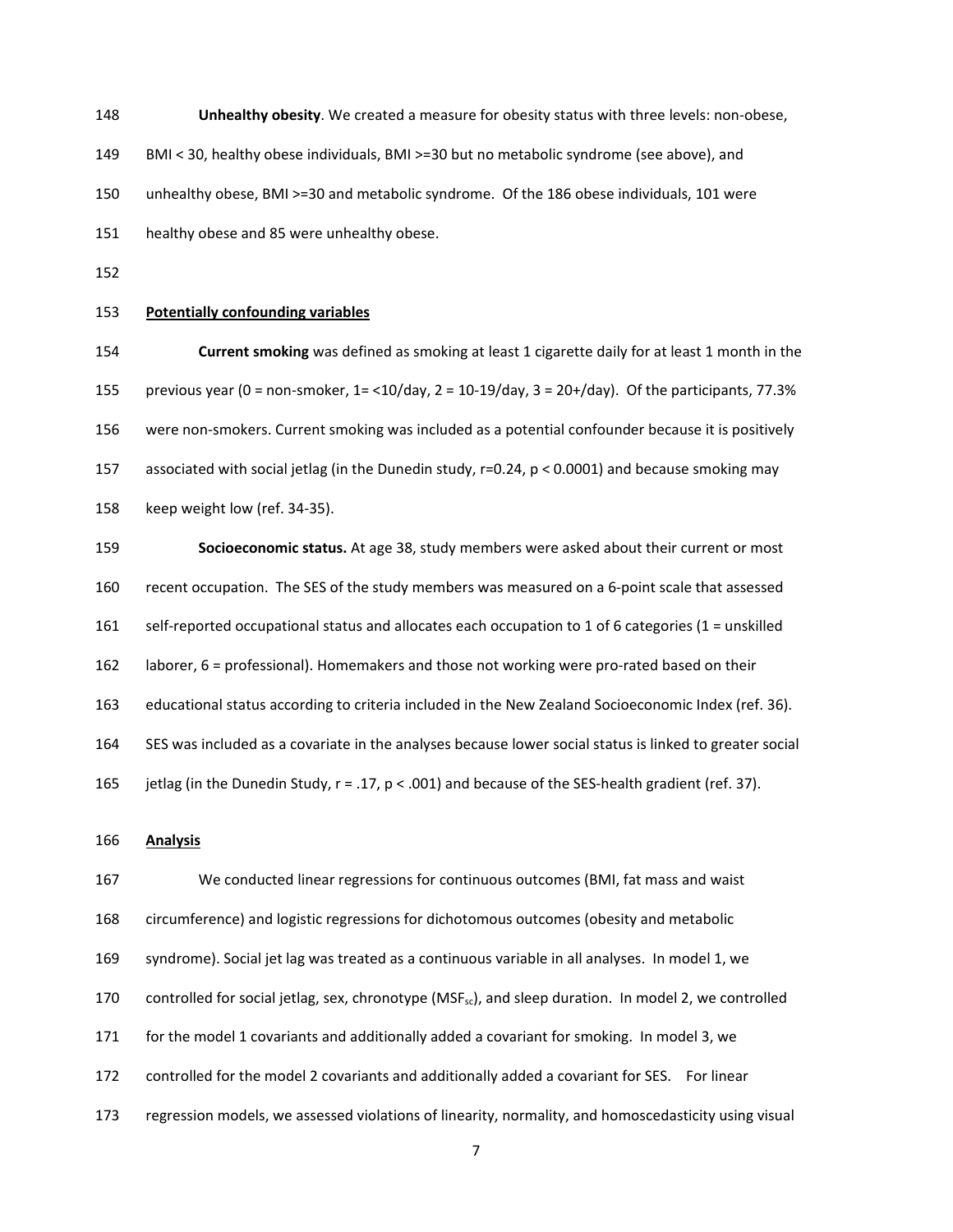**Unhealthy obesity**. We created a measure for obesity status with three levels: non-obese, BMI < 30, healthy obese individuals, BMI >=30 but no metabolic syndrome (see above), and unhealthy obese, BMI >=30 and metabolic syndrome. Of the 186 obese individuals, 101 were healthy obese and 85 were unhealthy obese.

**Potentially confounding variables**

**Current smoking** was defined as smoking at least 1 cigarette daily for at least 1 month in the previous year (0 = non-smoker, 1= <10/day, 2 = 10-19/day, 3 = 20+/day). Of the participants, 77.3% were non-smokers. Current smoking was included as a potential confounder because it is positively associated with social jetlag (in the Dunedin study, $r=0.24$, $p < 0.0001$) and because smoking may keep weight low (ref. 34-35).

**Socioeconomic status.** At age 38, study members were asked about their current or most recent occupation. The SES of the study members was measured on a 6-point scale that assessed self-reported occupational status and allocates each occupation to 1 of 6 categories (1 = unskilled laborer, 6 = professional). Homemakers and those not working were pro-rated based on their educational status according to criteria included in the New Zealand Socioeconomic Index (ref. 36). SES was included as a covariate in the analyses because lower social status is linked to greater social jetlag (in the Dunedin Study, $r = .17$, $p < .001$) and because of the SES-health gradient (ref. 37).

**Analysis**

We conducted linear regressions for continuous outcomes (BMI, fat mass and waist circumference) and logistic regressions for dichotomous outcomes (obesity and metabolic syndrome). Social jet lag was treated as a continuous variable in all analyses. In model 1, we controlled for social jetlag, sex, chronotype ($MSF_{sc}$), and sleep duration. In model 2, we controlled for the model 1 covariants and additionally added a covariant for smoking. In model 3, we controlled for the model 2 covariants and additionally added a covariant for SES. For linear regression models, we assessed violations of linearity, normality, and homoscedasticity using visual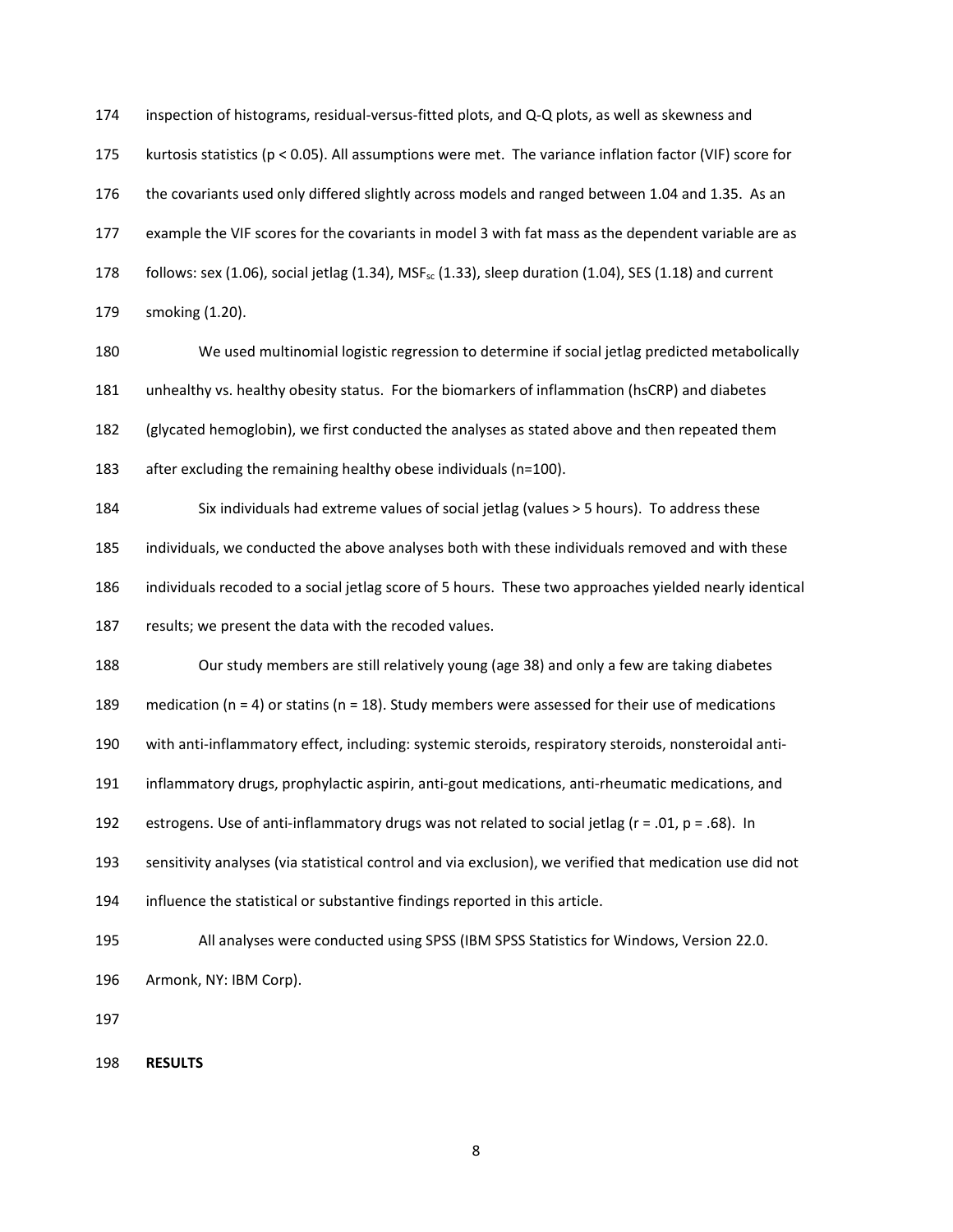inspection of histograms, residual-versus-fitted plots, and Q-Q plots, as well as skewness and kurtosis statistics ($p < 0.05$). All assumptions were met. The variance inflation factor (VIF) score for the covariants used only differed slightly across models and ranged between 1.04 and 1.35. As an example the VIF scores for the covariants in model 3 with fat mass as the dependent variable are as follows: sex (1.06), social jetlag (1.34), $MSF_{sc}$ (1.33), sleep duration (1.04), SES (1.18) and current smoking (1.20).

We used multinomial logistic regression to determine if social jetlag predicted metabolically unhealthy vs. healthy obesity status. For the biomarkers of inflammation (hsCRP) and diabetes (glycated hemoglobin), we first conducted the analyses as stated above and then repeated them after excluding the remaining healthy obese individuals (n=100).

Six individuals had extreme values of social jetlag (values > 5 hours). To address these individuals, we conducted the above analyses both with these individuals removed and with these individuals recoded to a social jetlag score of 5 hours. These two approaches yielded nearly identical results; we present the data with the recoded values.

Our study members are still relatively young (age 38) and only a few are taking diabetes medication (n = 4) or statins (n = 18). Study members were assessed for their use of medications with anti-inflammatory effect, including: systemic steroids, respiratory steroids, nonsteroidal anti-inflammatory drugs, prophylactic aspirin, anti-gout medications, anti-rheumatic medications, and estrogens. Use of anti-inflammatory drugs was not related to social jetlag ($r = .01$, $p = .68$). In sensitivity analyses (via statistical control and via exclusion), we verified that medication use did not influence the statistical or substantive findings reported in this article.

All analyses were conducted using SPSS (IBM SPSS Statistics for Windows, Version 22.0. Armonk, NY: IBM Corp).

## RESULTS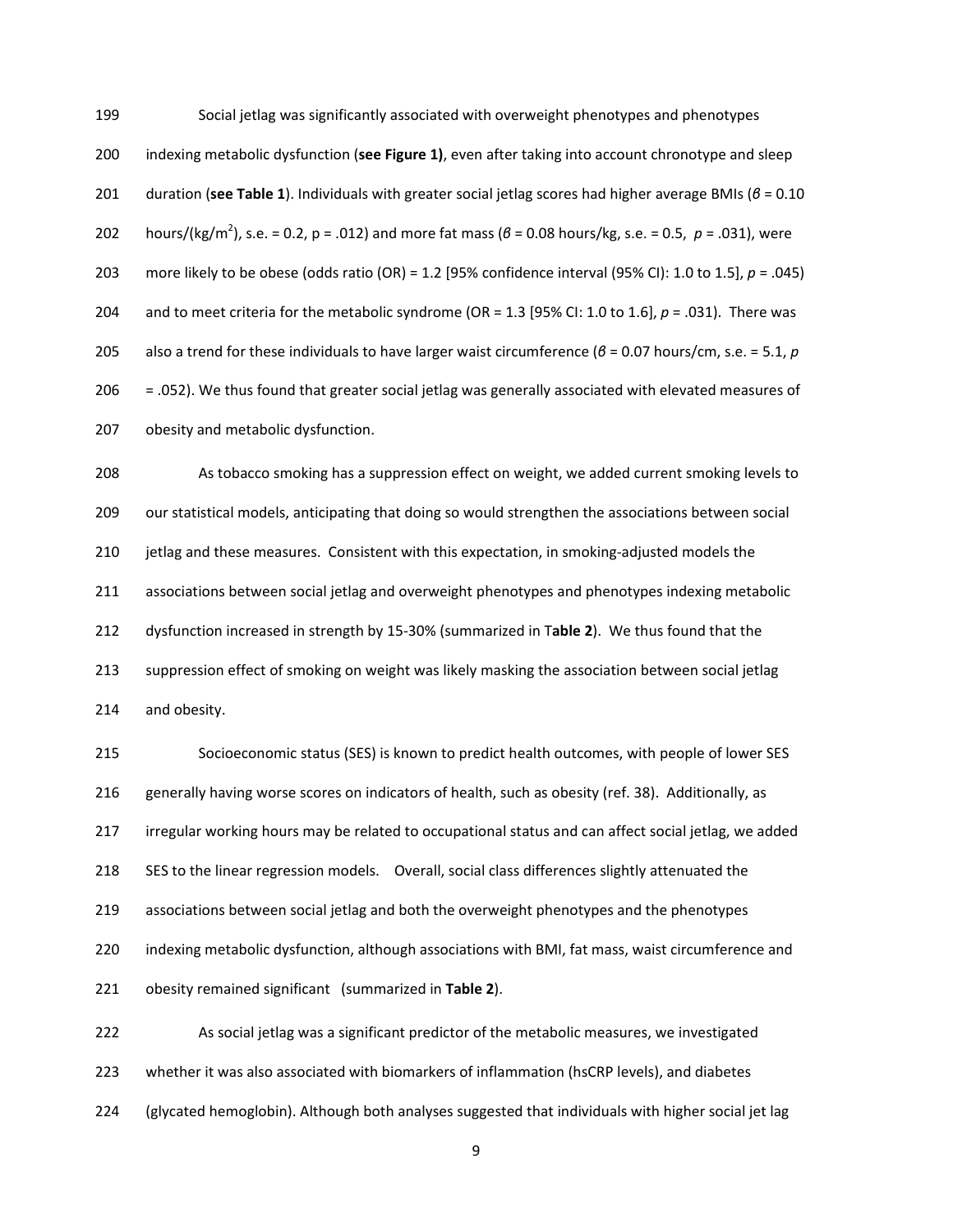Social jetlag was significantly associated with overweight phenotypes and phenotypes indexing metabolic dysfunction (**see Figure 1)**, even after taking into account chronotype and sleep duration (**see Table 1**). Individuals with greater social jetlag scores had higher average BMIs ($\beta$ = 0.10 hours/(kg/m$^2$), s.e. = 0.2, p = .012) and more fat mass ($\beta$ = 0.08 hours/kg, s.e. = 0.5, *p* = .031), were more likely to be obese (odds ratio (OR) = 1.2 [95% confidence interval (95% CI): 1.0 to 1.5], *p* = .045) and to meet criteria for the metabolic syndrome (OR = 1.3 [95% CI: 1.0 to 1.6], *p* = .031). There was also a trend for these individuals to have larger waist circumference ($\beta$ = 0.07 hours/cm, s.e. = 5.1, *p* = .052). We thus found that greater social jetlag was generally associated with elevated measures of obesity and metabolic dysfunction.

As tobacco smoking has a suppression effect on weight, we added current smoking levels to our statistical models, anticipating that doing so would strengthen the associations between social jetlag and these measures. Consistent with this expectation, in smoking-adjusted models the associations between social jetlag and overweight phenotypes and phenotypes indexing metabolic dysfunction increased in strength by 15-30% (summarized in T**able 2**). We thus found that the suppression effect of smoking on weight was likely masking the association between social jetlag and obesity.

Socioeconomic status (SES) is known to predict health outcomes, with people of lower SES generally having worse scores on indicators of health, such as obesity (ref. 38). Additionally, as irregular working hours may be related to occupational status and can affect social jetlag, we added SES to the linear regression models. Overall, social class differences slightly attenuated the associations between social jetlag and both the overweight phenotypes and the phenotypes indexing metabolic dysfunction, although associations with BMI, fat mass, waist circumference and obesity remained significant (summarized in **Table 2**).

As social jetlag was a significant predictor of the metabolic measures, we investigated whether it was also associated with biomarkers of inflammation (hsCRP levels), and diabetes (glycated hemoglobin). Although both analyses suggested that individuals with higher social jet lag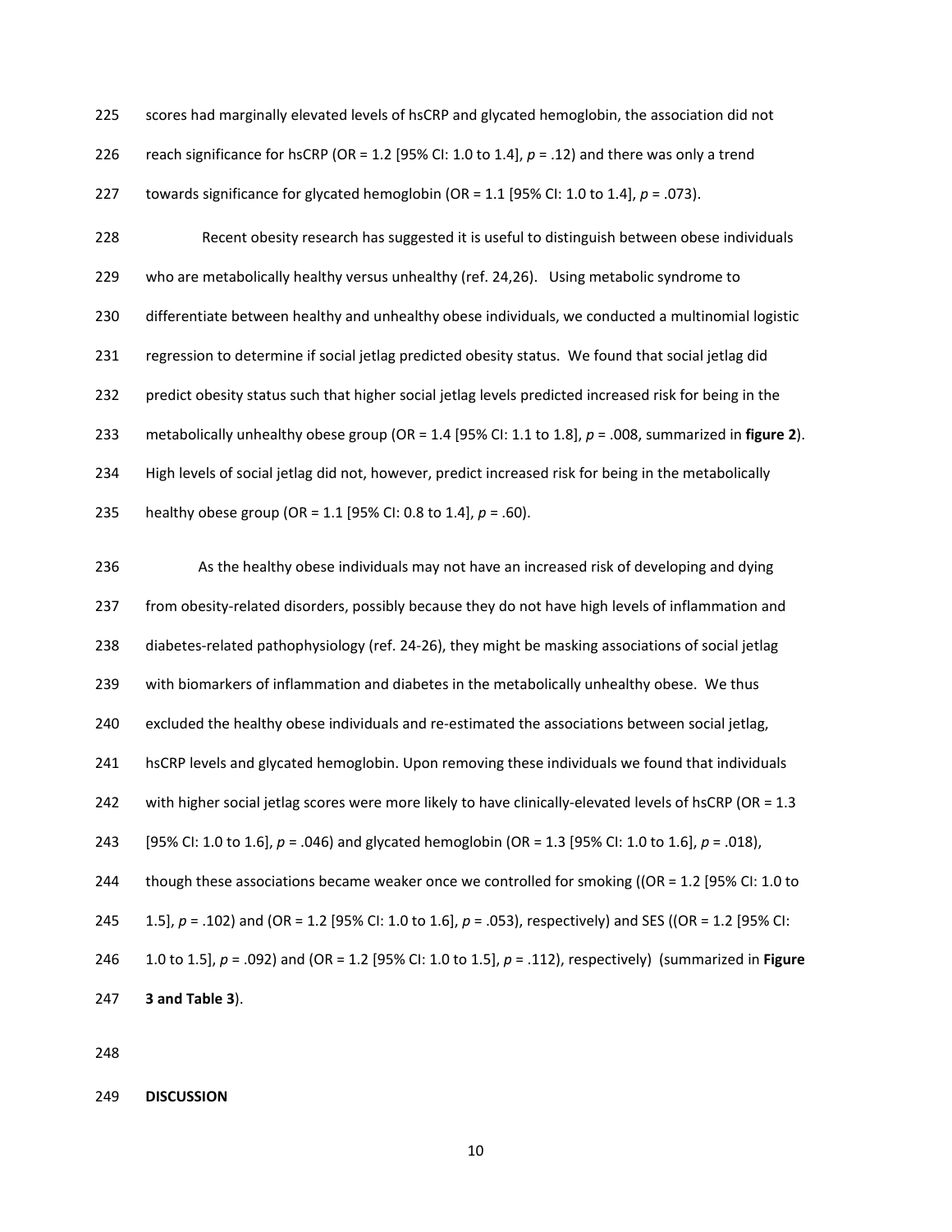scores had marginally elevated levels of hsCRP and glycated hemoglobin, the association did not reach significance for hsCRP (OR = 1.2 [95% CI: 1.0 to 1.4], *p* = .12) and there was only a trend towards significance for glycated hemoglobin (OR = 1.1 [95% CI: 1.0 to 1.4], *p* = .073).

Recent obesity research has suggested it is useful to distinguish between obese individuals who are metabolically healthy versus unhealthy (ref. 24,26). Using metabolic syndrome to differentiate between healthy and unhealthy obese individuals, we conducted a multinomial logistic regression to determine if social jetlag predicted obesity status. We found that social jetlag did predict obesity status such that higher social jetlag levels predicted increased risk for being in the metabolically unhealthy obese group (OR = 1.4 [95% CI: 1.1 to 1.8], *p* = .008, summarized in **figure 2**). High levels of social jetlag did not, however, predict increased risk for being in the metabolically healthy obese group (OR = 1.1 [95% CI: 0.8 to 1.4], *p* = .60).

As the healthy obese individuals may not have an increased risk of developing and dying from obesity-related disorders, possibly because they do not have high levels of inflammation and diabetes-related pathophysiology (ref. 24-26), they might be masking associations of social jetlag with biomarkers of inflammation and diabetes in the metabolically unhealthy obese. We thus excluded the healthy obese individuals and re-estimated the associations between social jetlag, hsCRP levels and glycated hemoglobin. Upon removing these individuals we found that individuals with higher social jetlag scores were more likely to have clinically-elevated levels of hsCRP (OR = 1.3 [95% CI: 1.0 to 1.6], *p* = .046) and glycated hemoglobin (OR = 1.3 [95% CI: 1.0 to 1.6], *p* = .018), though these associations became weaker once we controlled for smoking ((OR = 1.2 [95% CI: 1.0 to 1.5], *p* = .102) and (OR = 1.2 [95% CI: 1.0 to 1.6], *p* = .053), respectively) and SES ((OR = 1.2 [95% CI: 1.0 to 1.5], *p* = .092) and (OR = 1.2 [95% CI: 1.0 to 1.5], *p* = .112), respectively) (summarized in **Figure 3 and Table 3**).

## DISCUSSION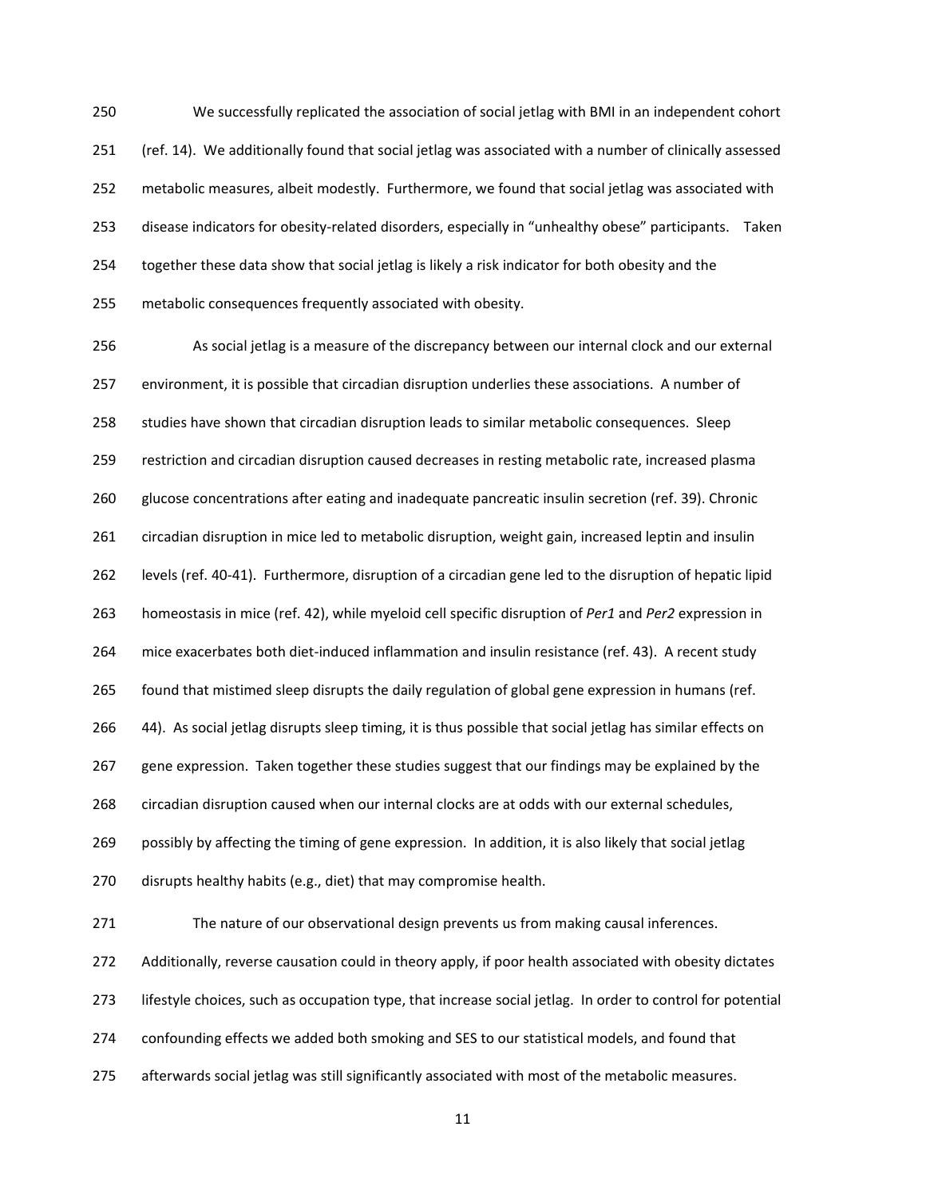We successfully replicated the association of social jetlag with BMI in an independent cohort (ref. 14). We additionally found that social jetlag was associated with a number of clinically assessed metabolic measures, albeit modestly. Furthermore, we found that social jetlag was associated with disease indicators for obesity-related disorders, especially in "unhealthy obese" participants. Taken together these data show that social jetlag is likely a risk indicator for both obesity and the metabolic consequences frequently associated with obesity.

As social jetlag is a measure of the discrepancy between our internal clock and our external environment, it is possible that circadian disruption underlies these associations. A number of studies have shown that circadian disruption leads to similar metabolic consequences. Sleep restriction and circadian disruption caused decreases in resting metabolic rate, increased plasma glucose concentrations after eating and inadequate pancreatic insulin secretion (ref. 39). Chronic circadian disruption in mice led to metabolic disruption, weight gain, increased leptin and insulin levels (ref. 40-41). Furthermore, disruption of a circadian gene led to the disruption of hepatic lipid homeostasis in mice (ref. 42), while myeloid cell specific disruption of *Per1* and *Per2* expression in mice exacerbates both diet-induced inflammation and insulin resistance (ref. 43). A recent study found that mistimed sleep disrupts the daily regulation of global gene expression in humans (ref. 44). As social jetlag disrupts sleep timing, it is thus possible that social jetlag has similar effects on gene expression. Taken together these studies suggest that our findings may be explained by the circadian disruption caused when our internal clocks are at odds with our external schedules, possibly by affecting the timing of gene expression. In addition, it is also likely that social jetlag disrupts healthy habits (e.g., diet) that may compromise health.

The nature of our observational design prevents us from making causal inferences. Additionally, reverse causation could in theory apply, if poor health associated with obesity dictates lifestyle choices, such as occupation type, that increase social jetlag. In order to control for potential confounding effects we added both smoking and SES to our statistical models, and found that afterwards social jetlag was still significantly associated with most of the metabolic measures.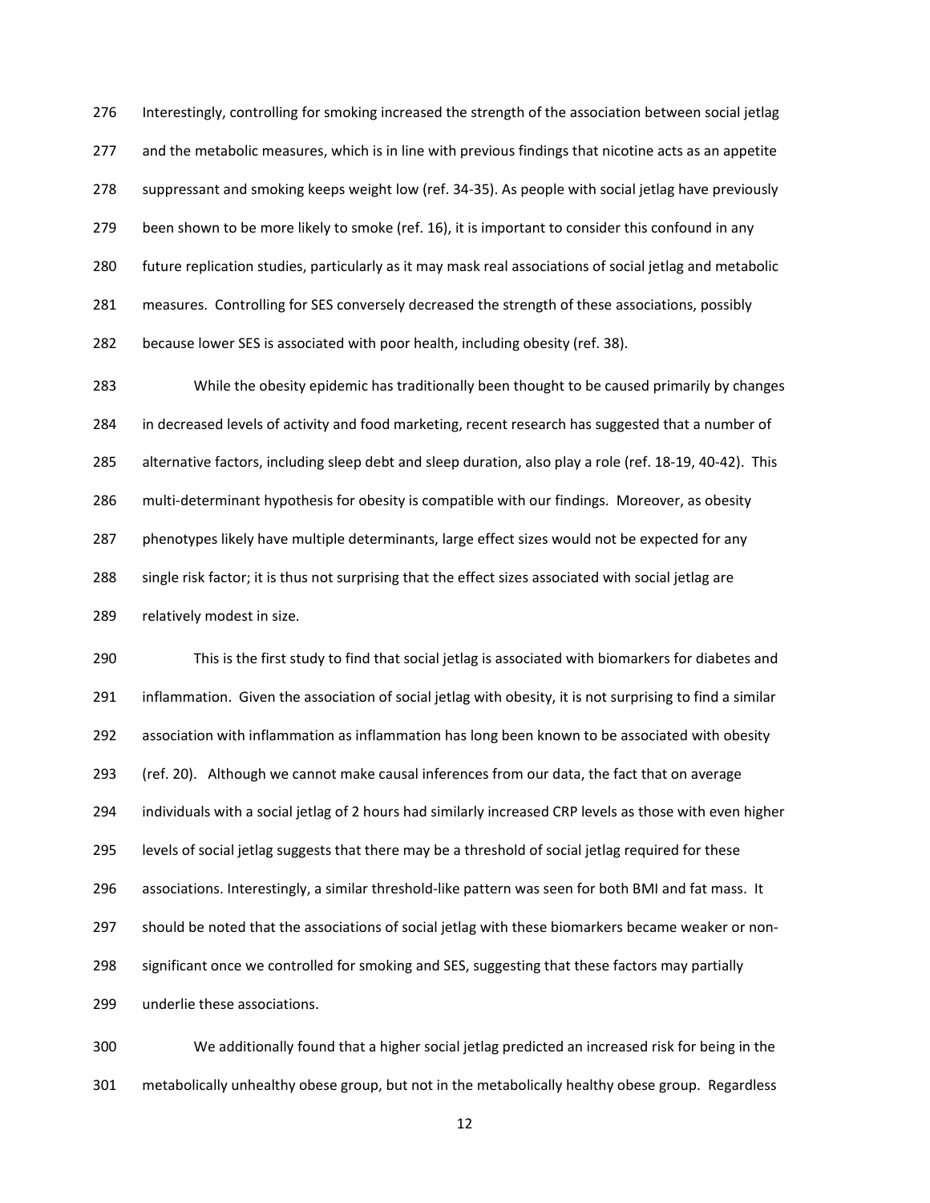Interestingly, controlling for smoking increased the strength of the association between social jetlag and the metabolic measures, which is in line with previous findings that nicotine acts as an appetite suppressant and smoking keeps weight low (ref. 34-35). As people with social jetlag have previously been shown to be more likely to smoke (ref. 16), it is important to consider this confound in any future replication studies, particularly as it may mask real associations of social jetlag and metabolic measures. Controlling for SES conversely decreased the strength of these associations, possibly because lower SES is associated with poor health, including obesity (ref. 38).

While the obesity epidemic has traditionally been thought to be caused primarily by changes in decreased levels of activity and food marketing, recent research has suggested that a number of alternative factors, including sleep debt and sleep duration, also play a role (ref. 18-19, 40-42). This multi-determinant hypothesis for obesity is compatible with our findings. Moreover, as obesity phenotypes likely have multiple determinants, large effect sizes would not be expected for any single risk factor; it is thus not surprising that the effect sizes associated with social jetlag are relatively modest in size.

This is the first study to find that social jetlag is associated with biomarkers for diabetes and inflammation. Given the association of social jetlag with obesity, it is not surprising to find a similar association with inflammation as inflammation has long been known to be associated with obesity (ref. 20). Although we cannot make causal inferences from our data, the fact that on average individuals with a social jetlag of 2 hours had similarly increased CRP levels as those with even higher levels of social jetlag suggests that there may be a threshold of social jetlag required for these associations. Interestingly, a similar threshold-like pattern was seen for both BMI and fat mass. It should be noted that the associations of social jetlag with these biomarkers became weaker or non-significant once we controlled for smoking and SES, suggesting that these factors may partially underlie these associations.

We additionally found that a higher social jetlag predicted an increased risk for being in the metabolically unhealthy obese group, but not in the metabolically healthy obese group. Regardless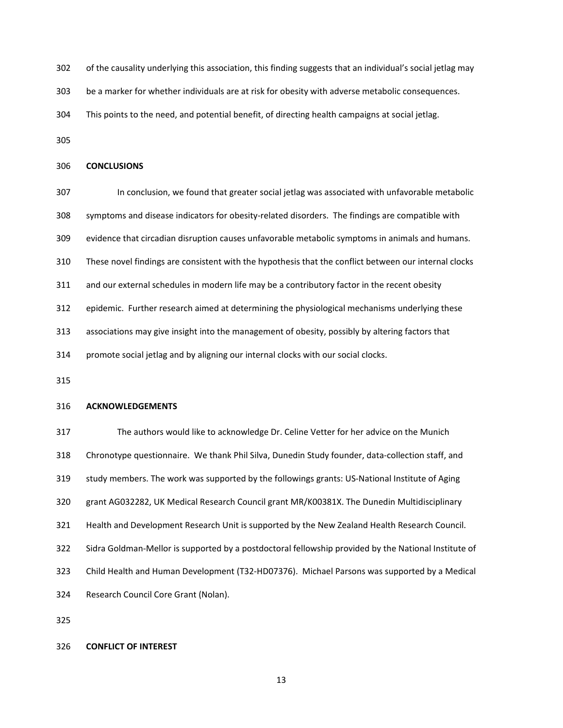of the causality underlying this association, this finding suggests that an individual's social jetlag may be a marker for whether individuals are at risk for obesity with adverse metabolic consequences. This points to the need, and potential benefit, of directing health campaigns at social jetlag.

## CONCLUSIONS

In conclusion, we found that greater social jetlag was associated with unfavorable metabolic symptoms and disease indicators for obesity-related disorders. The findings are compatible with evidence that circadian disruption causes unfavorable metabolic symptoms in animals and humans. These novel findings are consistent with the hypothesis that the conflict between our internal clocks and our external schedules in modern life may be a contributory factor in the recent obesity epidemic. Further research aimed at determining the physiological mechanisms underlying these associations may give insight into the management of obesity, possibly by altering factors that promote social jetlag and by aligning our internal clocks with our social clocks.

## ACKNOWLEDGEMENTS

The authors would like to acknowledge Dr. Celine Vetter for her advice on the Munich Chronotype questionnaire. We thank Phil Silva, Dunedin Study founder, data-collection staff, and study members. The work was supported by the followings grants: US-National Institute of Aging grant AG032282, UK Medical Research Council grant MR/K00381X. The Dunedin Multidisciplinary Health and Development Research Unit is supported by the New Zealand Health Research Council. Sidra Goldman-Mellor is supported by a postdoctoral fellowship provided by the National Institute of Child Health and Human Development (T32-HD07376). Michael Parsons was supported by a Medical Research Council Core Grant (Nolan).

## CONFLICT OF INTEREST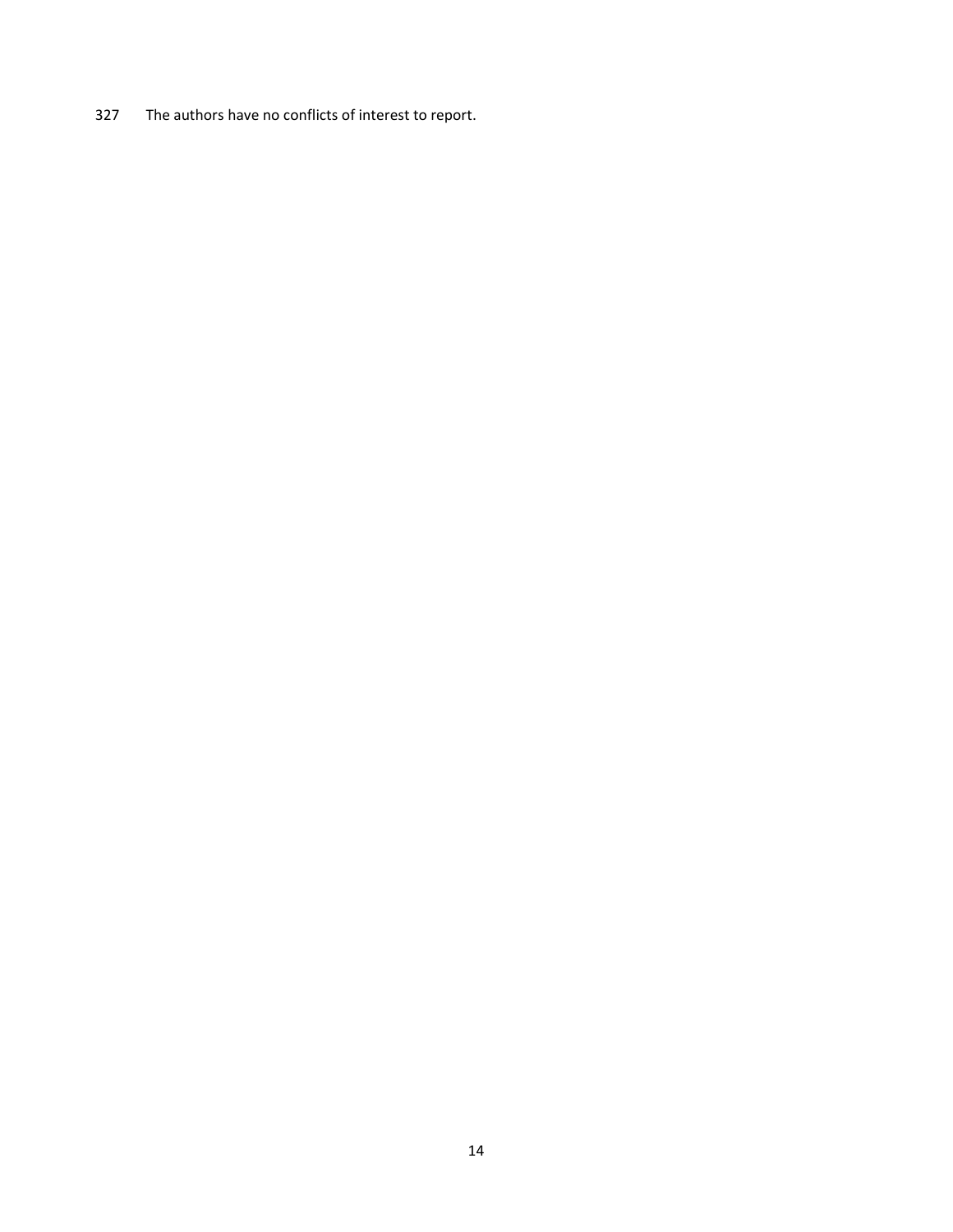The authors have no conflicts of interest to report.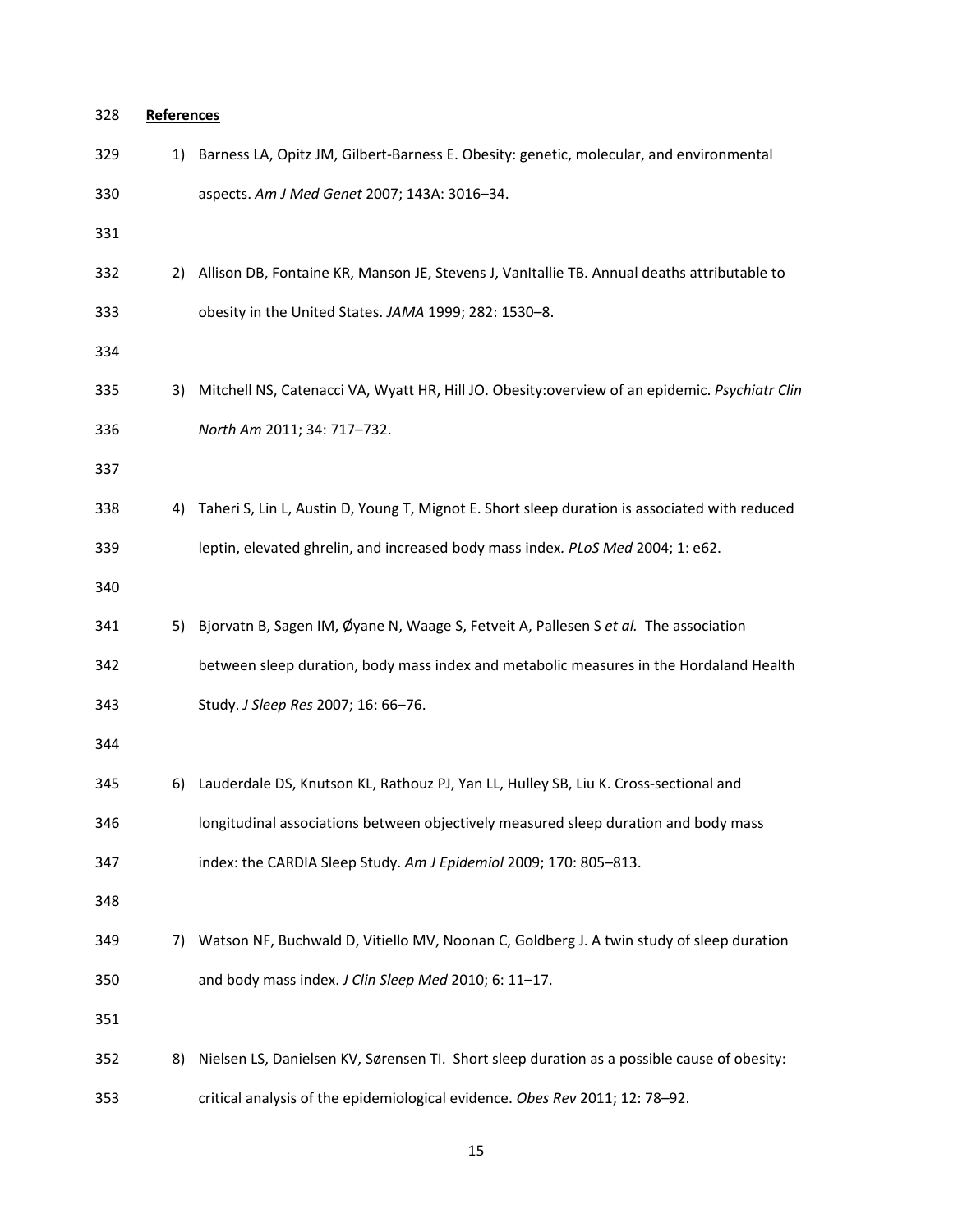**References**

1) Barness LA, Opitz JM, Gilbert-Barness E. Obesity: genetic, molecular, and environmental aspects. *Am J Med Genet* 2007; 143A: 3016–34.

2) Allison DB, Fontaine KR, Manson JE, Stevens J, VanItallie TB. Annual deaths attributable to obesity in the United States. *JAMA* 1999; 282: 1530–8.

3) Mitchell NS, Catenacci VA, Wyatt HR, Hill JO. Obesity:overview of an epidemic. *Psychiatr Clin North Am* 2011; 34: 717–732.

4) Taheri S, Lin L, Austin D, Young T, Mignot E. Short sleep duration is associated with reduced leptin, elevated ghrelin, and increased body mass index*. PLoS Med* 2004; 1: e62.

5) Bjorvatn B, Sagen IM, Øyane N, Waage S, Fetveit A, Pallesen S *et al.* The association between sleep duration, body mass index and metabolic measures in the Hordaland Health Study. *J Sleep Res* 2007; 16: 66–76.

6) Lauderdale DS, Knutson KL, Rathouz PJ, Yan LL, Hulley SB, Liu K. Cross-sectional and longitudinal associations between objectively measured sleep duration and body mass index: the CARDIA Sleep Study. *Am J Epidemiol* 2009; 170: 805–813.

7) Watson NF, Buchwald D, Vitiello MV, Noonan C, Goldberg J. A twin study of sleep duration and body mass index. *J Clin Sleep Med* 2010; 6: 11–17.

8) Nielsen LS, Danielsen KV, Sørensen TI. Short sleep duration as a possible cause of obesity: critical analysis of the epidemiological evidence. *Obes Rev* 2011; 12: 78–92.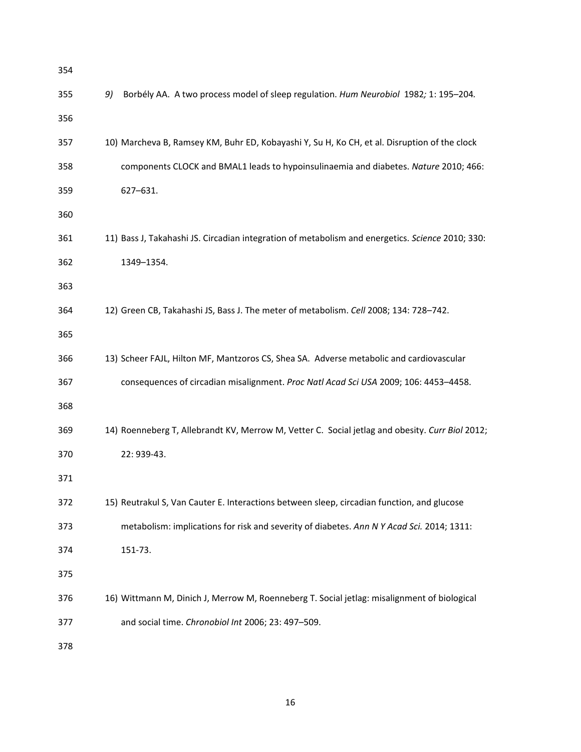9) Borbély AA. A two process model of sleep regulation. *Hum Neurobiol* 1982*;* 1: 195–204*.*

10) Marcheva B, Ramsey KM, Buhr ED, Kobayashi Y, Su H, Ko CH, et al. Disruption of the clock components CLOCK and BMAL1 leads to hypoinsulinaemia and diabetes. *Nature* 2010; 466: 627–631.

11) Bass J, Takahashi JS. Circadian integration of metabolism and energetics. *Science* 2010; 330: 1349–1354.

12) Green CB, Takahashi JS, Bass J. The meter of metabolism. *Cell* 2008; 134: 728–742.

13) Scheer FAJL, Hilton MF, Mantzoros CS, Shea SA. Adverse metabolic and cardiovascular consequences of circadian misalignment. *Proc Natl Acad Sci USA* 2009; 106: 4453–4458.

14) Roenneberg T, Allebrandt KV, Merrow M, Vetter C. Social jetlag and obesity. *Curr Biol* 2012; 22: 939-43.

15) Reutrakul S, Van Cauter E. Interactions between sleep, circadian function, and glucose metabolism: implications for risk and severity of diabetes. *Ann N Y Acad Sci.* 2014; 1311: 151-73.

16) Wittmann M, Dinich J, Merrow M, Roenneberg T. Social jetlag: misalignment of biological and social time. *Chronobiol Int* 2006; 23: 497–509.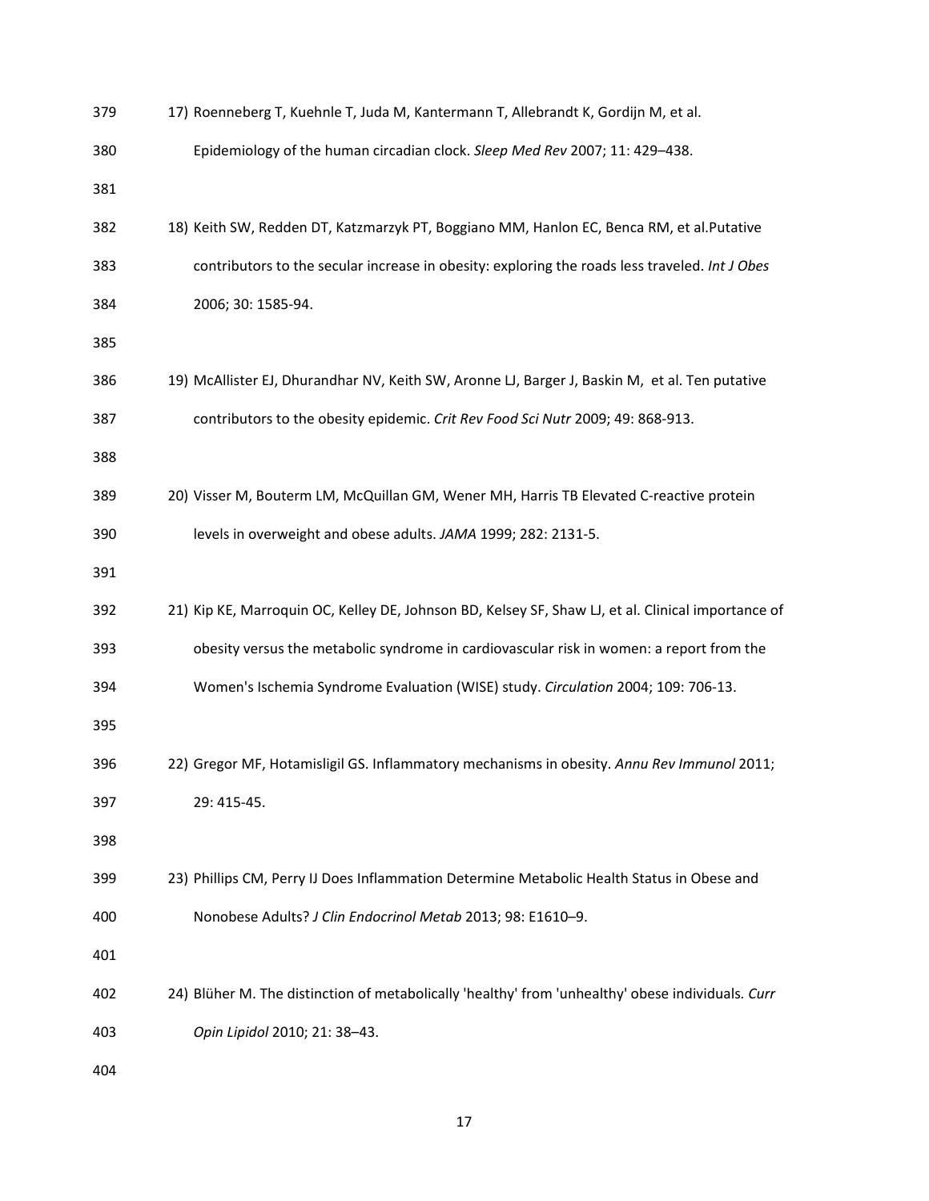17) Roenneberg T, Kuehnle T, Juda M, Kantermann T, Allebrandt K, Gordijn M, et al. Epidemiology of the human circadian clock. *Sleep Med Rev* 2007; 11: 429–438.

18) Keith SW, Redden DT, Katzmarzyk PT, Boggiano MM, Hanlon EC, Benca RM, et al.Putative contributors to the secular increase in obesity: exploring the roads less traveled. *Int J Obes* 2006; 30: 1585-94.

19) McAllister EJ, Dhurandhar NV, Keith SW, Aronne LJ, Barger J, Baskin M, et al. Ten putative contributors to the obesity epidemic. *Crit Rev Food Sci Nutr* 2009; 49: 868-913.

20) Visser M, Bouterm LM, McQuillan GM, Wener MH, Harris TB Elevated C-reactive protein levels in overweight and obese adults. *JAMA* 1999; 282: 2131-5.

21) Kip KE, Marroquin OC, Kelley DE, Johnson BD, Kelsey SF, Shaw LJ, et al. Clinical importance of obesity versus the metabolic syndrome in cardiovascular risk in women: a report from the Women's Ischemia Syndrome Evaluation (WISE) study. *Circulation* 2004; 109: 706-13.

22) Gregor MF, Hotamisligil GS. Inflammatory mechanisms in obesity. *Annu Rev Immunol* 2011; 29: 415-45.

23) Phillips CM, Perry IJ Does Inflammation Determine Metabolic Health Status in Obese and Nonobese Adults? *J Clin Endocrinol Metab* 2013; 98: E1610–9.

24) Blüher M. The distinction of metabolically 'healthy' from 'unhealthy' obese individuals. *Curr Opin Lipidol* 2010; 21: 38–43.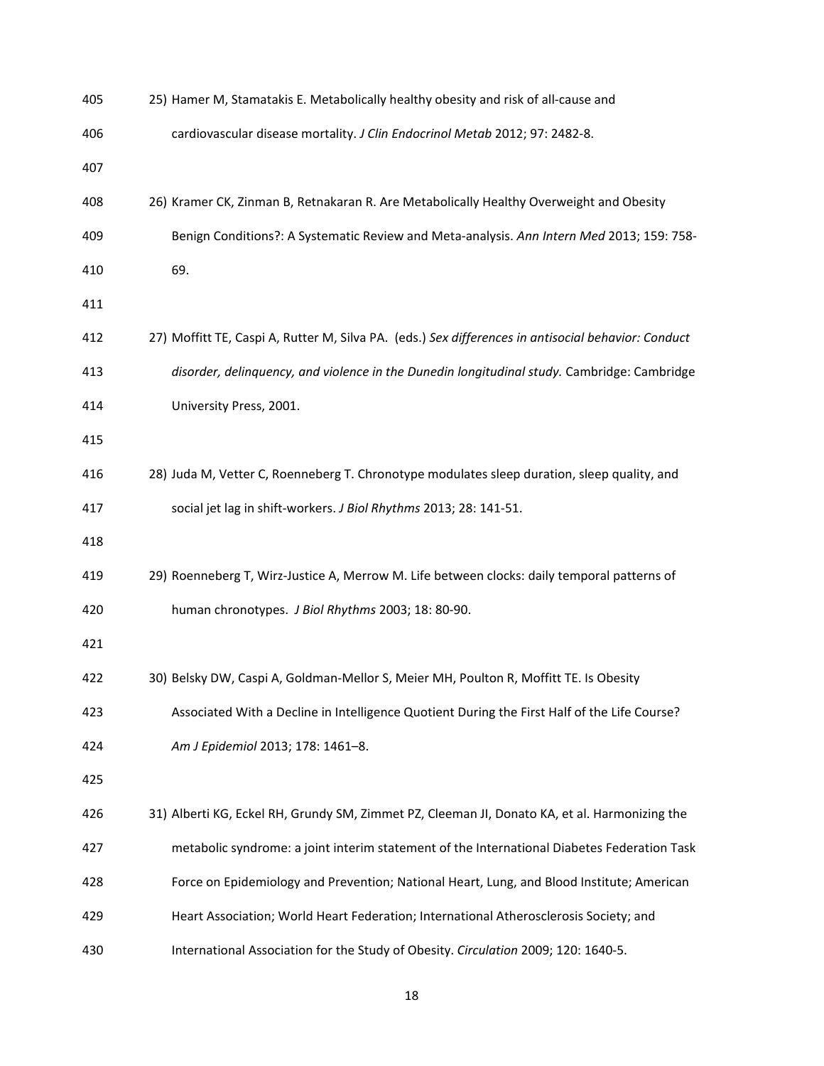25) Hamer M, Stamatakis E. Metabolically healthy obesity and risk of all-cause and cardiovascular disease mortality. *J Clin Endocrinol Metab* 2012; 97: 2482-8.

26) Kramer CK, Zinman B, Retnakaran R. Are Metabolically Healthy Overweight and Obesity Benign Conditions?: A Systematic Review and Meta-analysis. *Ann Intern Med* 2013; 159: 758-69.

27) Moffitt TE, Caspi A, Rutter M, Silva PA. (eds.) *Sex differences in antisocial behavior: Conduct disorder, delinquency, and violence in the Dunedin longitudinal study.* Cambridge: Cambridge University Press, 2001.

28) Juda M, Vetter C, Roenneberg T. Chronotype modulates sleep duration, sleep quality, and social jet lag in shift-workers. *J Biol Rhythms* 2013; 28: 141-51.

29) Roenneberg T, Wirz-Justice A, Merrow M. Life between clocks: daily temporal patterns of human chronotypes. *J Biol Rhythms* 2003; 18: 80-90.

30) Belsky DW, Caspi A, Goldman-Mellor S, Meier MH, Poulton R, Moffitt TE. Is Obesity Associated With a Decline in Intelligence Quotient During the First Half of the Life Course? *Am J Epidemiol* 2013; 178: 1461–8.

31) Alberti KG, Eckel RH, Grundy SM, Zimmet PZ, Cleeman JI, Donato KA, et al. Harmonizing the metabolic syndrome: a joint interim statement of the International Diabetes Federation Task Force on Epidemiology and Prevention; National Heart, Lung, and Blood Institute; American Heart Association; World Heart Federation; International Atherosclerosis Society; and International Association for the Study of Obesity. *Circulation* 2009; 120: 1640-5.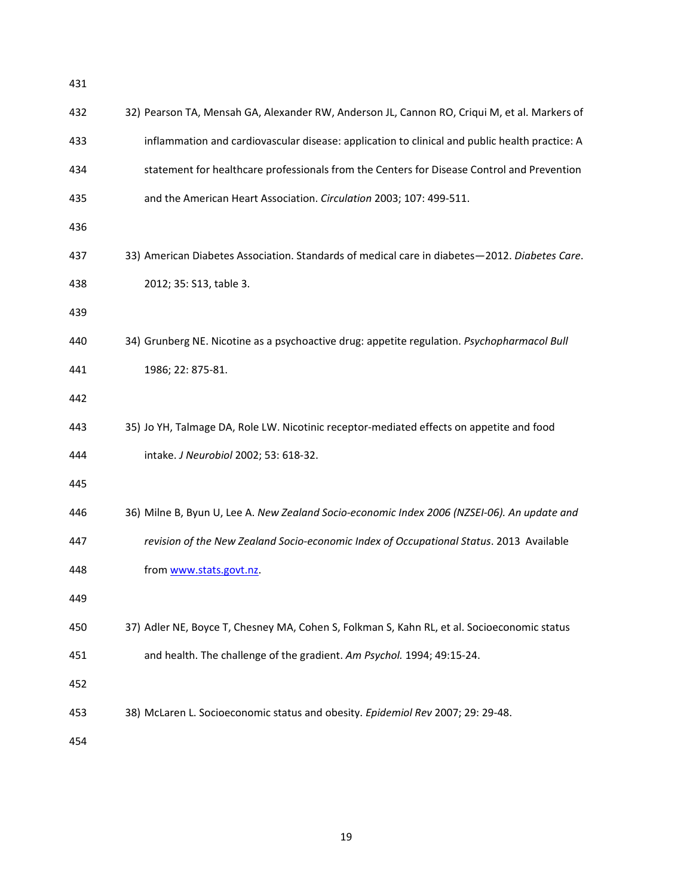32) Pearson TA, Mensah GA, Alexander RW, Anderson JL, Cannon RO, Criqui M, et al. Markers of inflammation and cardiovascular disease: application to clinical and public health practice: A statement for healthcare professionals from the Centers for Disease Control and Prevention and the American Heart Association. *Circulation* 2003; 107: 499-511.

33) American Diabetes Association. Standards of medical care in diabetes—2012. *Diabetes Care*. 2012; 35: S13, table 3.

34) Grunberg NE. Nicotine as a psychoactive drug: appetite regulation. *Psychopharmacol Bull* 1986; 22: 875-81.

35) Jo YH, Talmage DA, Role LW. Nicotinic receptor-mediated effects on appetite and food intake. *J Neurobiol* 2002; 53: 618-32.

36) Milne B, Byun U, Lee A. *New Zealand Socio-economic Index 2006 (NZSEI-06). An update and revision of the New Zealand Socio-economic Index of Occupational Status*. 2013 Available from www.stats.govt.nz.

37) Adler NE, Boyce T, Chesney MA, Cohen S, Folkman S, Kahn RL, et al. Socioeconomic status and health. The challenge of the gradient. *Am Psychol.* 1994; 49:15-24.

38) McLaren L. Socioeconomic status and obesity. *Epidemiol Rev* 2007; 29: 29-48.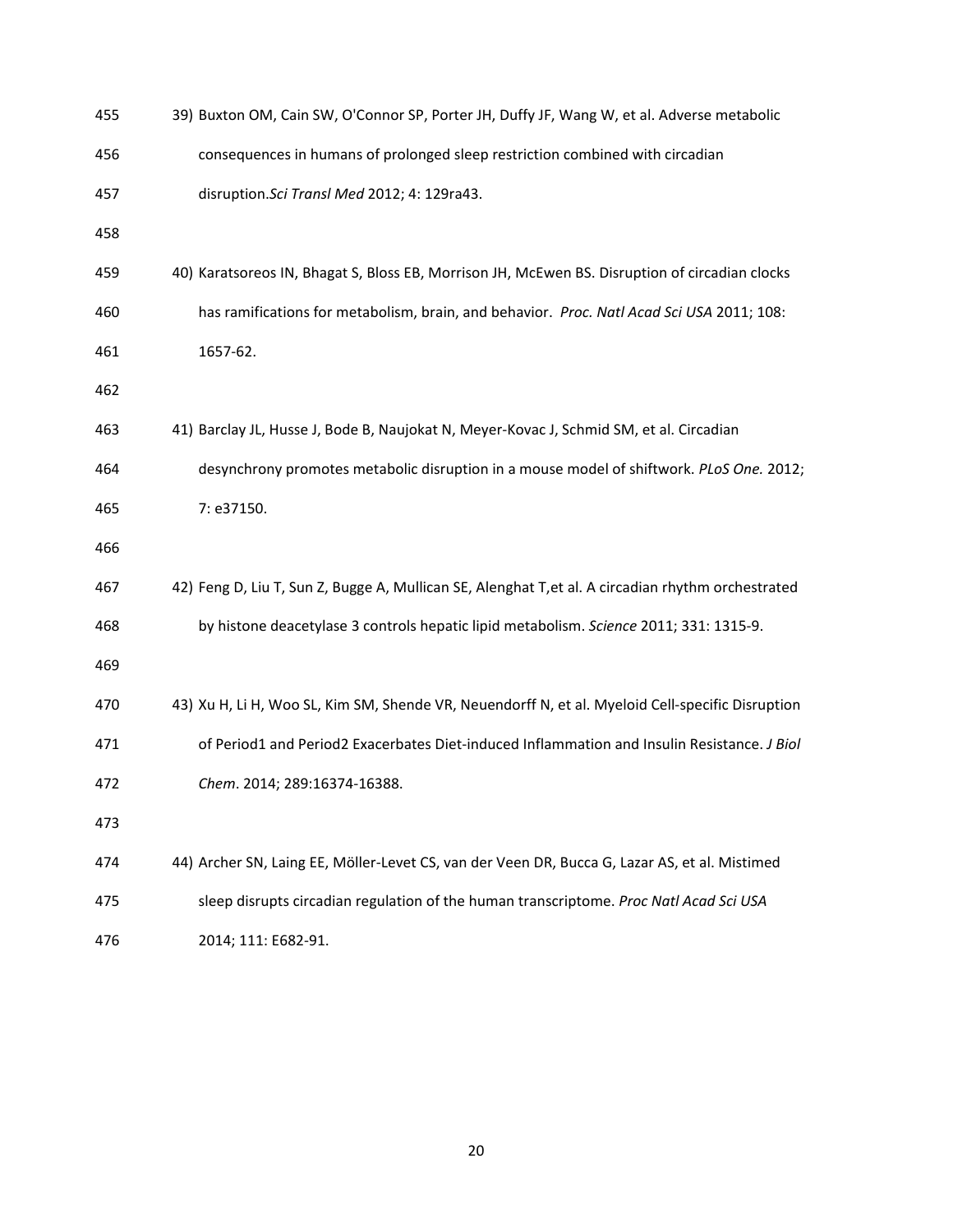39) Buxton OM, Cain SW, O'Connor SP, Porter JH, Duffy JF, Wang W, et al. Adverse metabolic consequences in humans of prolonged sleep restriction combined with circadian disruption.*Sci Transl Med* 2012; 4: 129ra43.

40) Karatsoreos IN, Bhagat S, Bloss EB, Morrison JH, McEwen BS. Disruption of circadian clocks has ramifications for metabolism, brain, and behavior. *Proc. Natl Acad Sci USA* 2011; 108: 1657-62.

41) Barclay JL, Husse J, Bode B, Naujokat N, Meyer-Kovac J, Schmid SM, et al. Circadian desynchrony promotes metabolic disruption in a mouse model of shiftwork. *PLoS One.* 2012; 7: e37150.

42) Feng D, Liu T, Sun Z, Bugge A, Mullican SE, Alenghat T,et al. A circadian rhythm orchestrated by histone deacetylase 3 controls hepatic lipid metabolism. *Science* 2011; 331: 1315-9.

43) Xu H, Li H, Woo SL, Kim SM, Shende VR, Neuendorff N, et al. Myeloid Cell-specific Disruption of Period1 and Period2 Exacerbates Diet-induced Inflammation and Insulin Resistance. *J Biol Chem*. 2014; 289:16374-16388.

44) Archer SN, Laing EE, Möller-Levet CS, van der Veen DR, Bucca G, Lazar AS, et al. Mistimed sleep disrupts circadian regulation of the human transcriptome. *Proc Natl Acad Sci USA* 2014; 111: E682-91.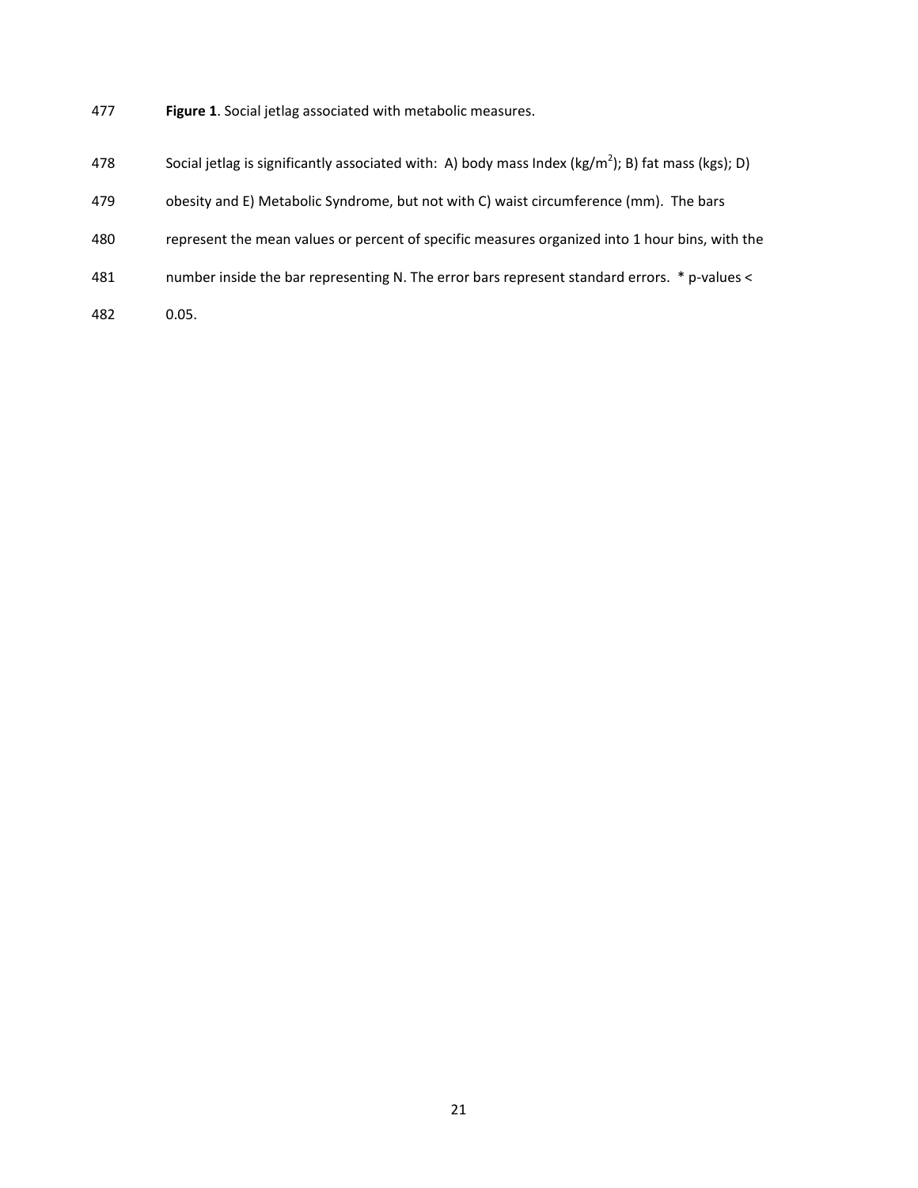**Figure 1**. Social jetlag associated with metabolic measures.

Social jetlag is significantly associated with: A) body mass Index ($kg/m^2$); B) fat mass (kgs); D) obesity and E) Metabolic Syndrome, but not with C) waist circumference (mm). The bars represent the mean values or percent of specific measures organized into 1 hour bins, with the number inside the bar representing N. The error bars represent standard errors. * p-values < 0.05.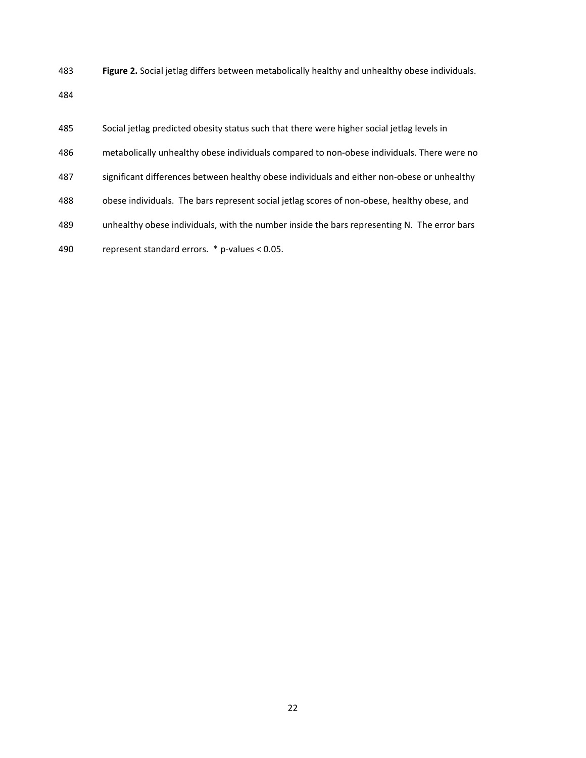**Figure 2.** Social jetlag differs between metabolically healthy and unhealthy obese individuals.

Social jetlag predicted obesity status such that there were higher social jetlag levels in metabolically unhealthy obese individuals compared to non-obese individuals. There were no significant differences between healthy obese individuals and either non-obese or unhealthy obese individuals. The bars represent social jetlag scores of non-obese, healthy obese, and unhealthy obese individuals, with the number inside the bars representing N. The error bars represent standard errors. * p-values < 0.05.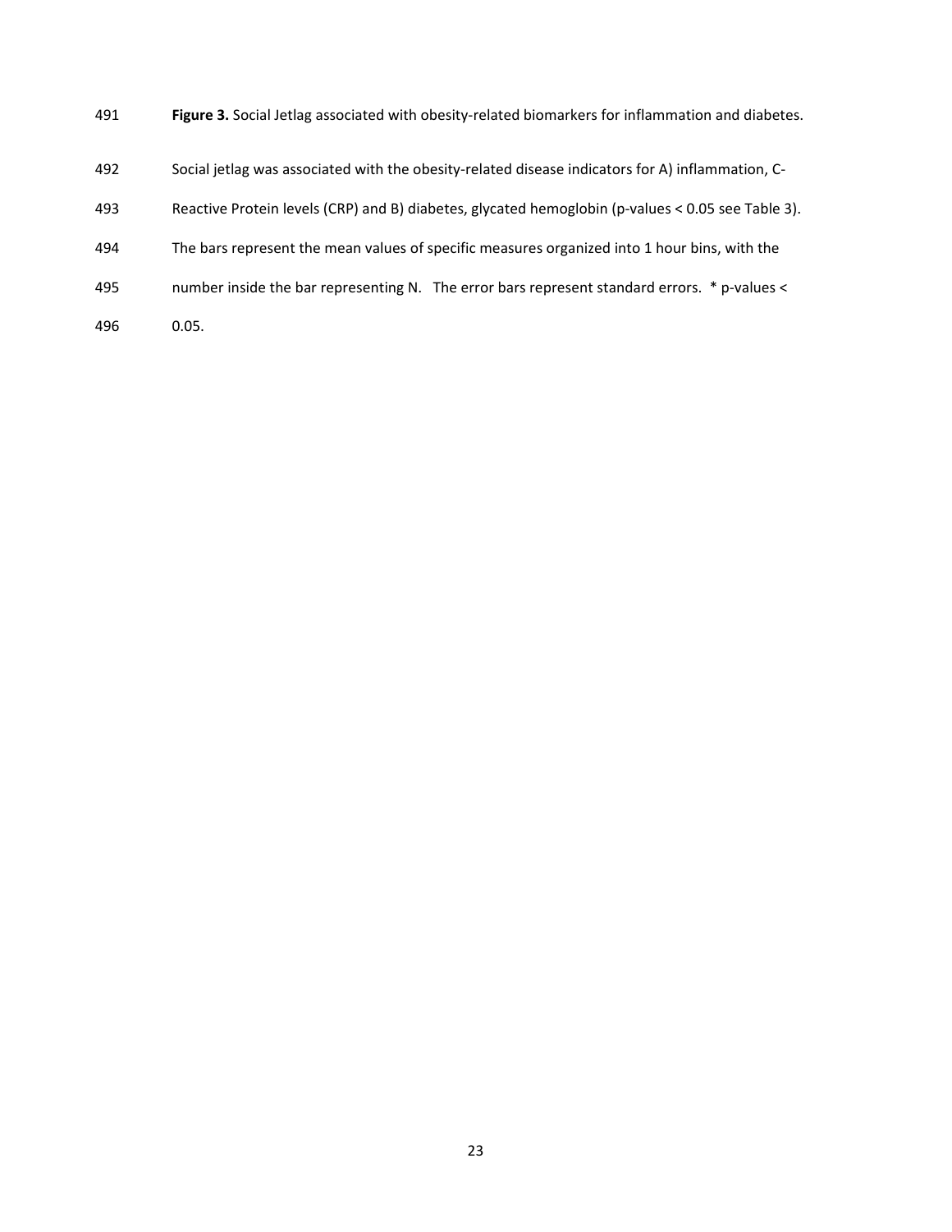**Figure 3.** Social Jetlag associated with obesity-related biomarkers for inflammation and diabetes.

Social jetlag was associated with the obesity-related disease indicators for A) inflammation, C-Reactive Protein levels (CRP) and B) diabetes, glycated hemoglobin (p-values < 0.05 see Table 3). The bars represent the mean values of specific measures organized into 1 hour bins, with the number inside the bar representing N. The error bars represent standard errors. * p-values < 0.05.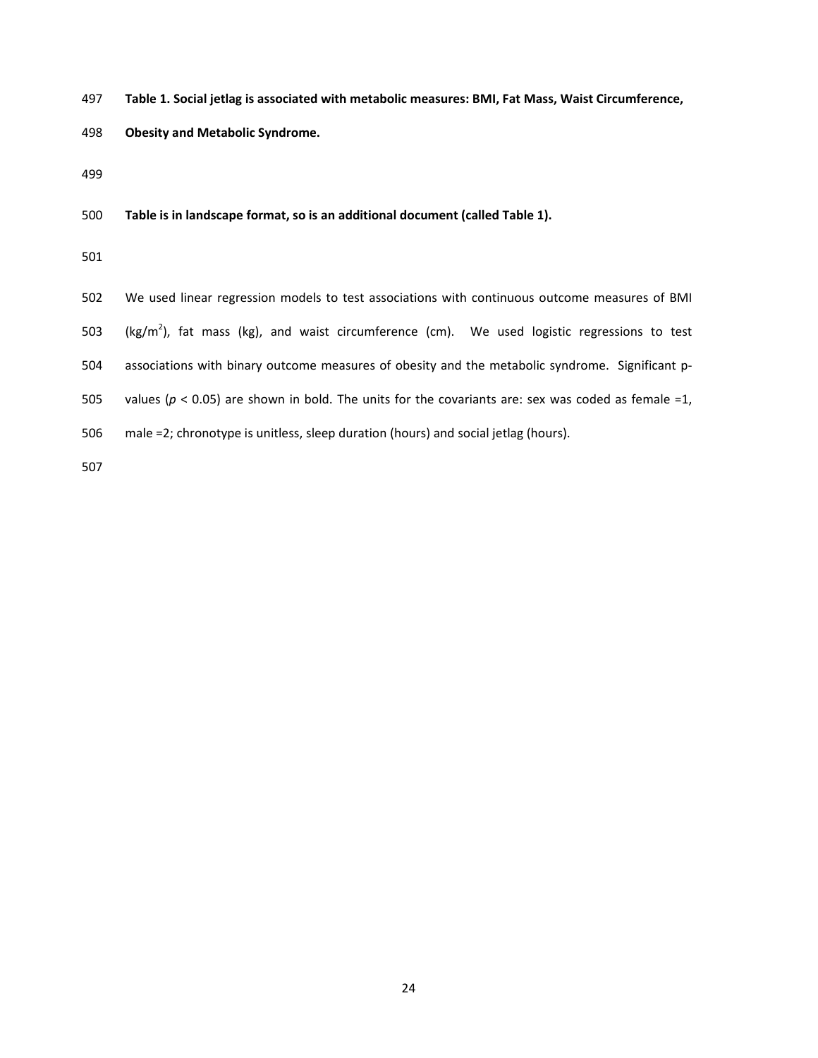**Table 1. Social jetlag is associated with metabolic measures: BMI, Fat Mass, Waist Circumference, Obesity and Metabolic Syndrome.**

**Table is in landscape format, so is an additional document (called Table 1).**

We used linear regression models to test associations with continuous outcome measures of BMI ($kg/m^2$), fat mass (kg), and waist circumference (cm). We used logistic regressions to test associations with binary outcome measures of obesity and the metabolic syndrome. Significant p-values ($p < 0.05$) are shown in bold. The units for the covariants are: sex was coded as female =1, male =2; chronotype is unitless, sleep duration (hours) and social jetlag (hours).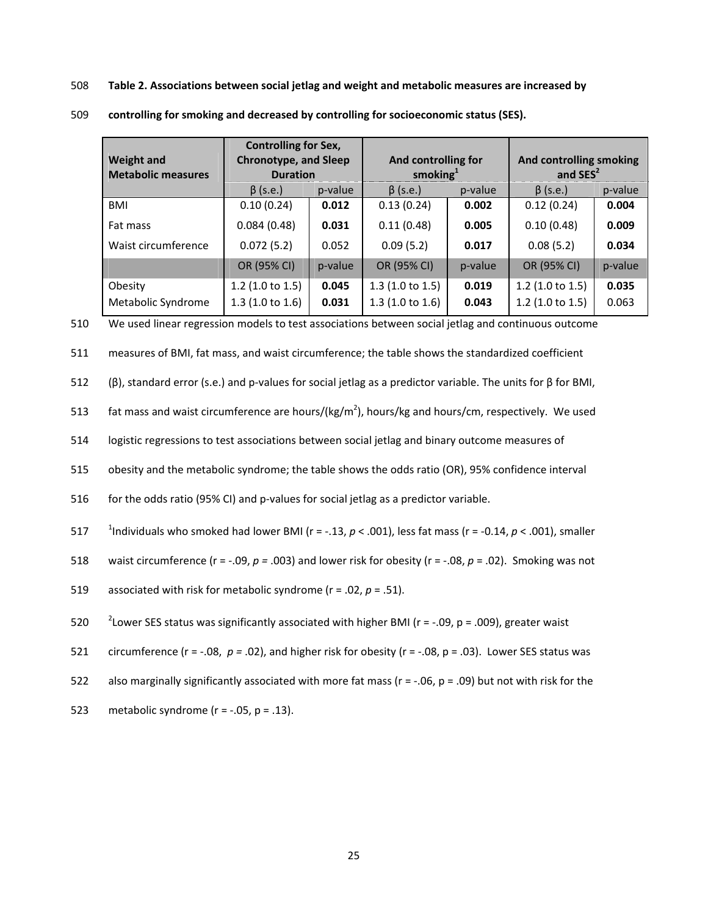**Table 2. Associations between social jetlag and weight and metabolic measures are increased by controlling for smoking and decreased by controlling for socioeconomic status (SES).**

| Weight and Metabolic measures | Controlling for Sex, Chronotype, and Sleep Duration | | And controlling for smoking[1] | | And controlling smoking and SES[2] | |
|---|---|---|---|---|---|---|
| | β (s.e.) | p-value | β (s.e.) | p-value | β (s.e.) | p-value |
| BMI | 0.10 (0.24) | **0.012** | 0.13 (0.24) | **0.002** | 0.12 (0.24) | **0.004** |
| Fat mass | 0.084 (0.48) | **0.031** | 0.11 (0.48) | **0.005** | 0.10 (0.48) | **0.009** |
| Waist circumference | 0.072 (5.2) | 0.052 | 0.09 (5.2) | **0.017** | 0.08 (5.2) | **0.034** |
| | OR (95% CI) | p-value | OR (95% CI) | p-value | OR (95% CI) | p-value |
| Obesity | 1.2 (1.0 to 1.5) | **0.045** | 1.3 (1.0 to 1.5) | **0.019** | 1.2 (1.0 to 1.5) | **0.035** |
| Metabolic Syndrome | 1.3 (1.0 to 1.6) | **0.031** | 1.3 (1.0 to 1.6) | **0.043** | 1.2 (1.0 to 1.5) | 0.063 |

We used linear regression models to test associations between social jetlag and continuous outcome measures of BMI, fat mass, and waist circumference; the table shows the standardized coefficient (β), standard error (s.e.) and p-values for social jetlag as a predictor variable. The units for β for BMI, fat mass and waist circumference are hours/(kg/m$^2$), hours/kg and hours/cm, respectively. We used logistic regressions to test associations between social jetlag and binary outcome measures of obesity and the metabolic syndrome; the table shows the odds ratio (OR), 95% confidence interval for the odds ratio (95% CI) and p-values for social jetlag as a predictor variable.

[1]Individuals who smoked had lower BMI ($r = -.13$, $p < .001$), less fat mass ($r = -0.14$, $p < .001$), smaller waist circumference ($r = -.09$, $p = .003$) and lower risk for obesity ($r = -.08$, $p = .02$). Smoking was not associated with risk for metabolic syndrome ($r = .02$, $p = .51$).

[2]Lower SES status was significantly associated with higher BMI ($r = -.09$, $p = .009$), greater waist circumference ($r = -.08$, $p = .02$), and higher risk for obesity ($r = -.08$, $p = .03$). Lower SES status was also marginally significantly associated with more fat mass ($r = -.06$, $p = .09$) but not with risk for the metabolic syndrome ($r = -.05$, $p = .13$).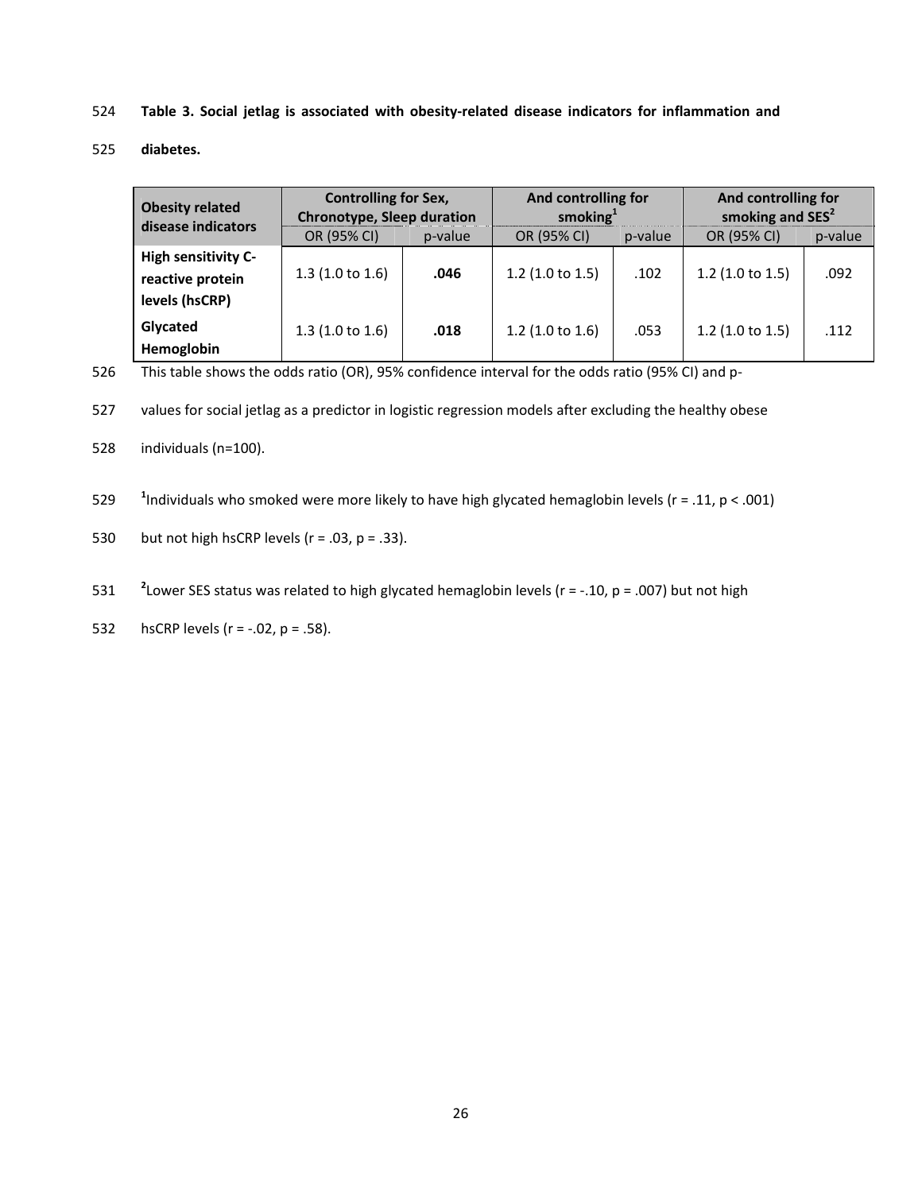**Table 3. Social jetlag is associated with obesity-related disease indicators for inflammation and diabetes.**

| Obesity related disease indicators | Controlling for Sex, Chronotype, Sleep duration | | And controlling for smoking[1] | | And controlling for smoking and SES[2] | |
|---|---|---|---|---|---|---|
| | OR (95% CI) | p-value | OR (95% CI) | p-value | OR (95% CI) | p-value |
| **High sensitivity C-reactive protein levels (hsCRP)** | 1.3 (1.0 to 1.6) | **.046** | 1.2 (1.0 to 1.5) | .102 | 1.2 (1.0 to 1.5) | .092 |
| **Glycated Hemoglobin** | 1.3 (1.0 to 1.6) | **.018** | 1.2 (1.0 to 1.6) | .053 | 1.2 (1.0 to 1.5) | .112 |

This table shows the odds ratio (OR), 95% confidence interval for the odds ratio (95% CI) and p-values for social jetlag as a predictor in logistic regression models after excluding the healthy obese individuals (n=100).

[1]Individuals who smoked were more likely to have high glycated hemaglobin levels ($r = .11$, $p < .001$) but not high hsCRP levels ($r = .03$, $p = .33$).

[2]Lower SES status was related to high glycated hemaglobin levels ($r = -.10$, $p = .007$) but not high hsCRP levels ($r = -.02$, $p = .58$).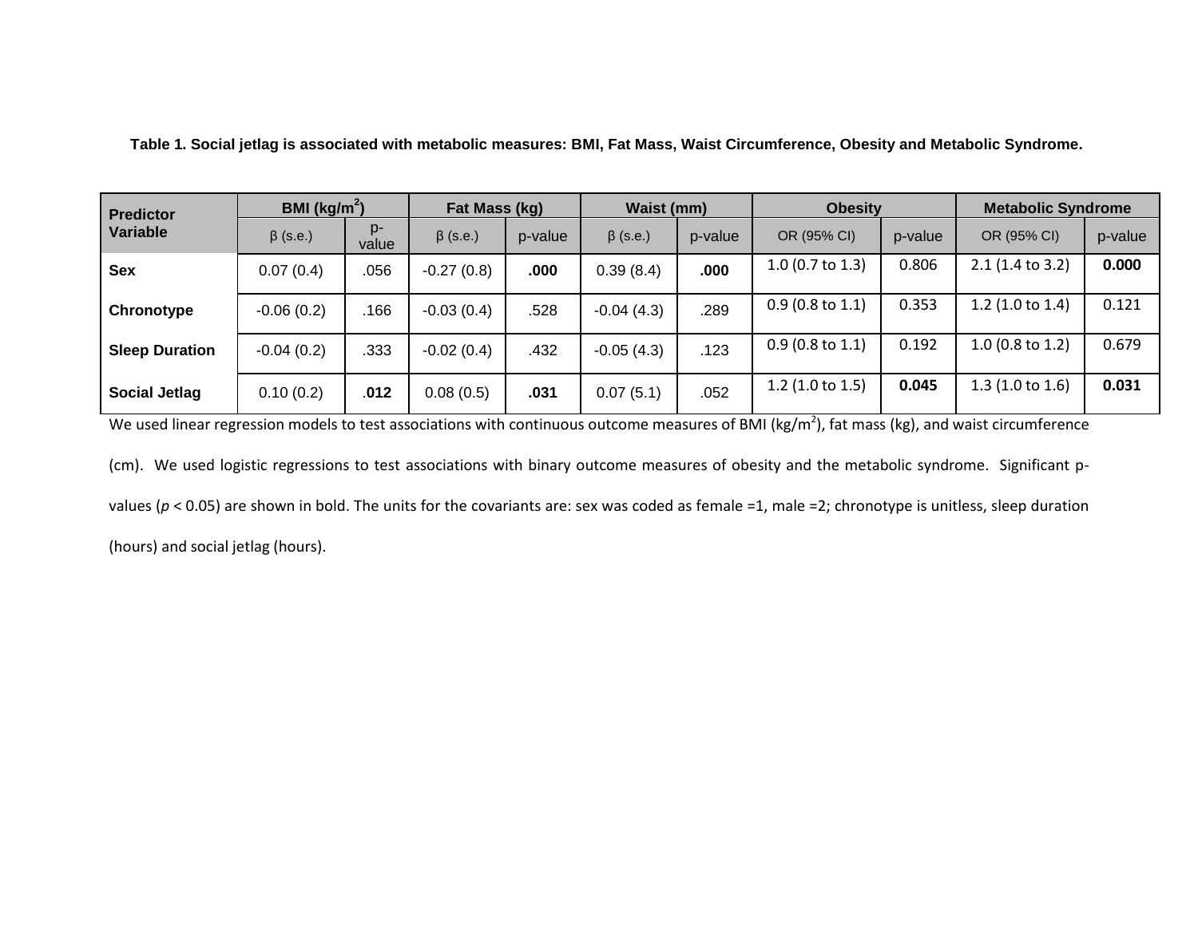**Table 1. Social jetlag is associated with metabolic measures: BMI, Fat Mass, Waist Circumference, Obesity and Metabolic Syndrome.**

| Predictor Variable | BMI (kg/m$^2$) | | Fat Mass (kg) | | Waist (mm) | | Obesity | | Metabolic Syndrome | |
|---|---|---|---|---|---|---|---|---|---|---|
| | β (s.e.) | p-value | β (s.e.) | p-value | β (s.e.) | p-value | OR (95% CI) | p-value | OR (95% CI) | p-value |
| **Sex** | 0.07 (0.4) | .056 | -0.27 (0.8) | **.000** | 0.39 (8.4) | **.000** | 1.0 (0.7 to 1.3) | 0.806 | 2.1 (1.4 to 3.2) | **0.000** |
| **Chronotype** | -0.06 (0.2) | .166 | -0.03 (0.4) | .528 | -0.04 (4.3) | .289 | 0.9 (0.8 to 1.1) | 0.353 | 1.2 (1.0 to 1.4) | 0.121 |
| **Sleep Duration** | -0.04 (0.2) | .333 | -0.02 (0.4) | .432 | -0.05 (4.3) | .123 | 0.9 (0.8 to 1.1) | 0.192 | 1.0 (0.8 to 1.2) | 0.679 |
| **Social Jetlag** | 0.10 (0.2) | **.012** | 0.08 (0.5) | **.031** | 0.07 (5.1) | .052 | 1.2 (1.0 to 1.5) | **0.045** | 1.3 (1.0 to 1.6) | **0.031** |

We used linear regression models to test associations with continuous outcome measures of BMI (kg/m$^2$), fat mass (kg), and waist circumference (cm). We used logistic regressions to test associations with binary outcome measures of obesity and the metabolic syndrome. Significant p-values ($p < 0.05$) are shown in bold. The units for the covariants are: sex was coded as female =1, male =2; chronotype is unitless, sleep duration (hours) and social jetlag (hours).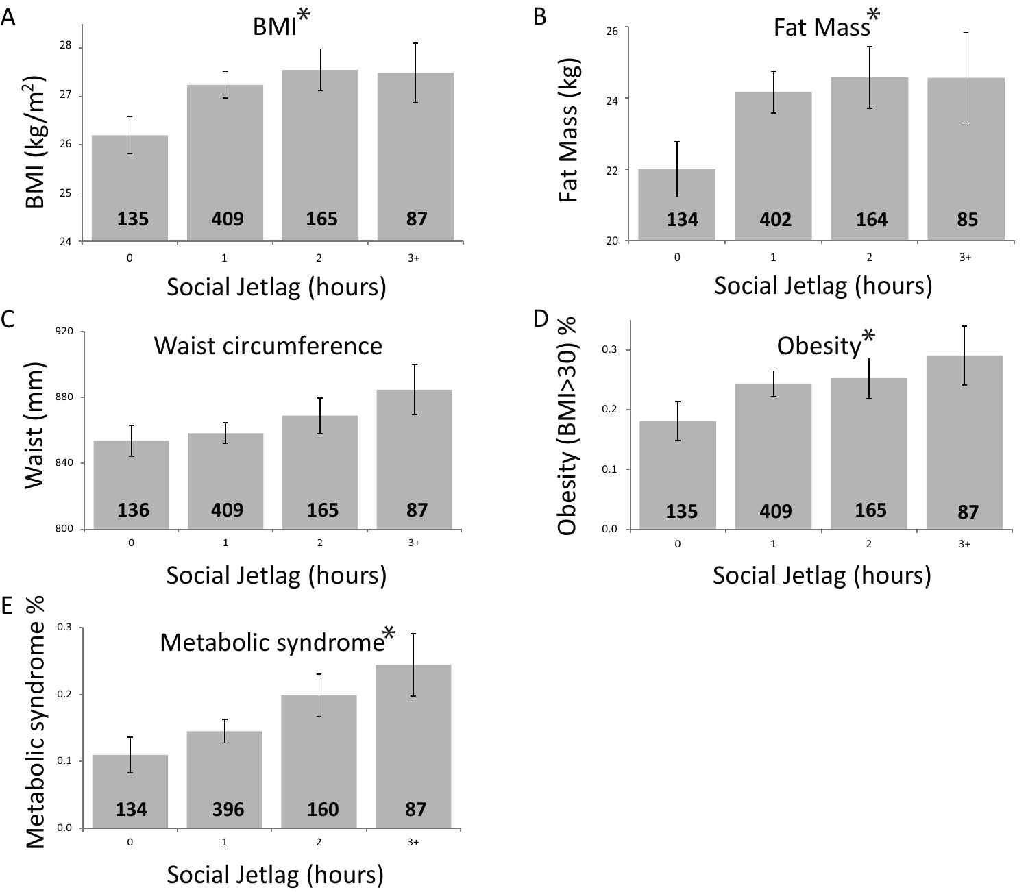A

BMI*

BMI (kg/m$^2$)

| Social Jetlag (hours) | 0 | 1 | 2 | 3+ |
| --- | --- | --- | --- | --- |
| n | 135 | 409 | 165 | 87 |

B

Fat Mass*

Fat Mass (kg)

| Social Jetlag (hours) | 0 | 1 | 2 | 3+ |
| --- | --- | --- | --- | --- |
| n | 134 | 402 | 164 | 85 |

C

Waist circumference

Waist (mm)

| Social Jetlag (hours) | 0 | 1 | 2 | 3+ |
| --- | --- | --- | --- | --- |
| n | 136 | 409 | 165 | 87 |

D

Obesity*

Obesity (BMI>30) %

| Social Jetlag (hours) | 0 | 1 | 2 | 3+ |
| --- | --- | --- | --- | --- |
| n | 135 | 409 | 165 | 87 |

E

Metabolic syndrome*

Metabolic syndrome %

| Social Jetlag (hours) | 0 | 1 | 2 | 3+ |
| --- | --- | --- | --- | --- |
| n | 134 | 396 | 160 | 87 |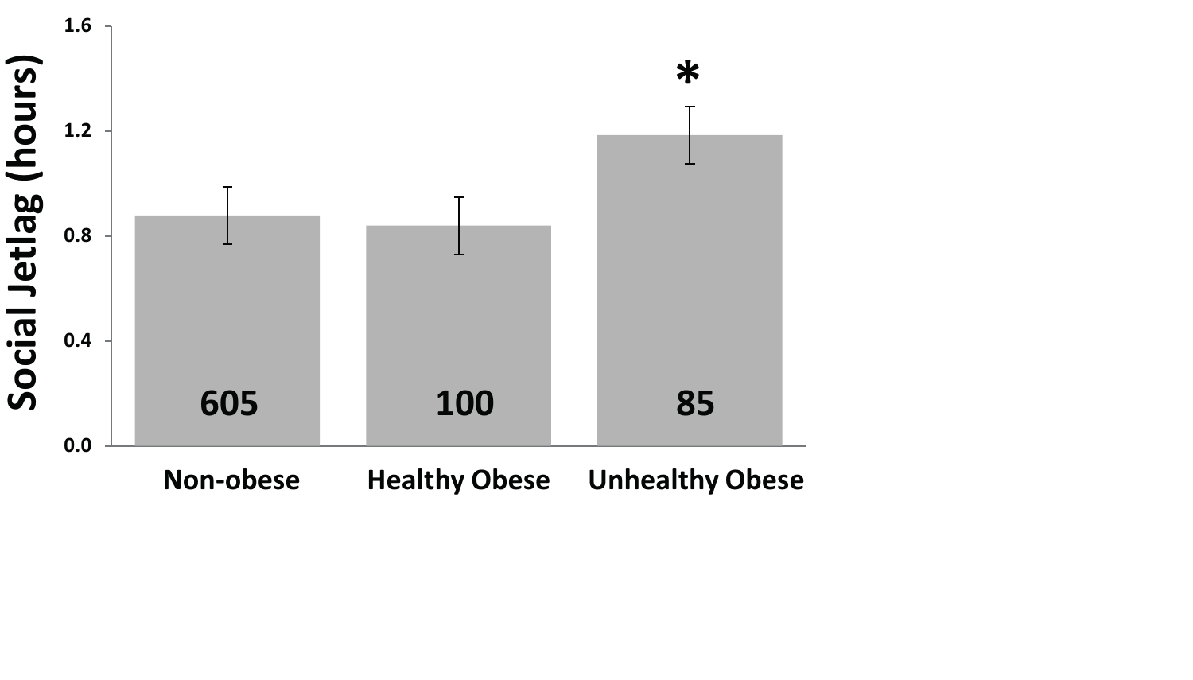Social Jetlag (hours)

1.6

1.2

0.8

0.4

0.0

*

605

100

85

Non-obese

Healthy Obese

Unhealthy Obese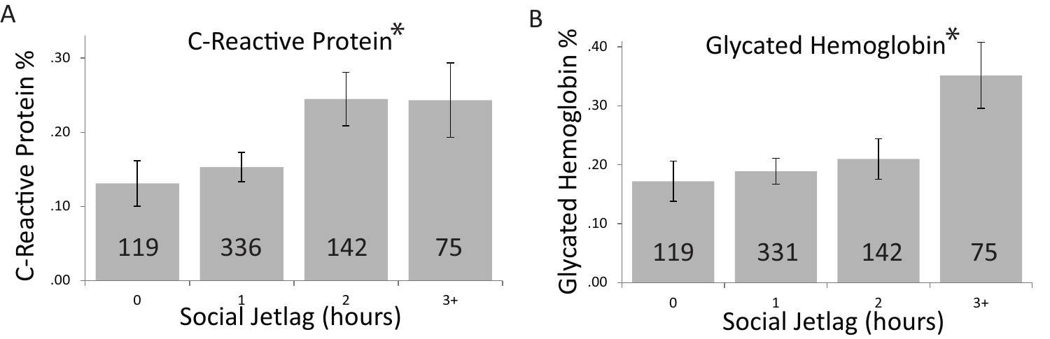A

C-Reactive Protein*

C-Reactive Protein %

.30

.20

.10

.00

119

336

142

75

0

1

2

3+

Social Jetlag (hours)

B

Glycated Hemoglobin*

Glycated Hemoglobin %

.40

.30

.20

.10

.00

119

331

142

75

0

1

2

3+

Social Jetlag (hours)